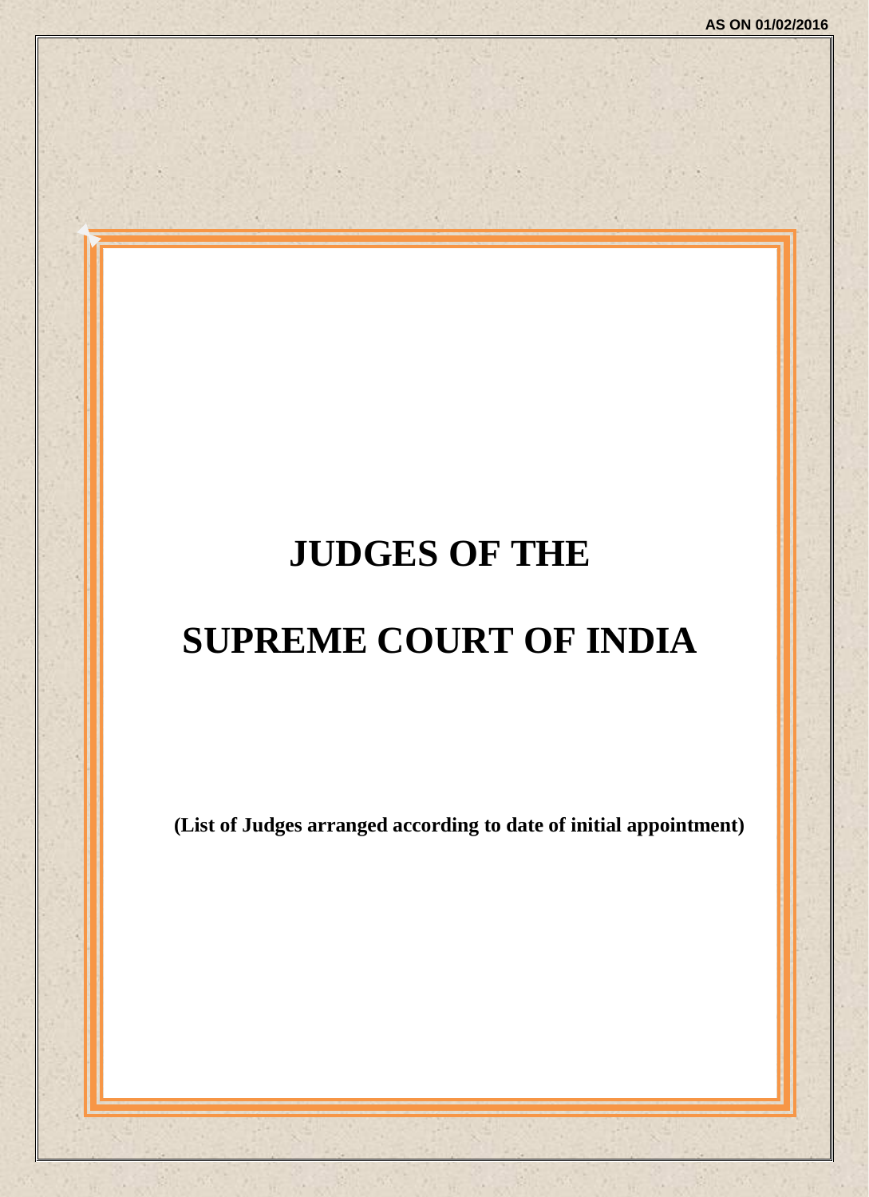AS ON 01/02/2016

# JUDGES OF THE

# SUPREME COURT OF INDIA

**(List of Judges arranged according to date of initial appointment)**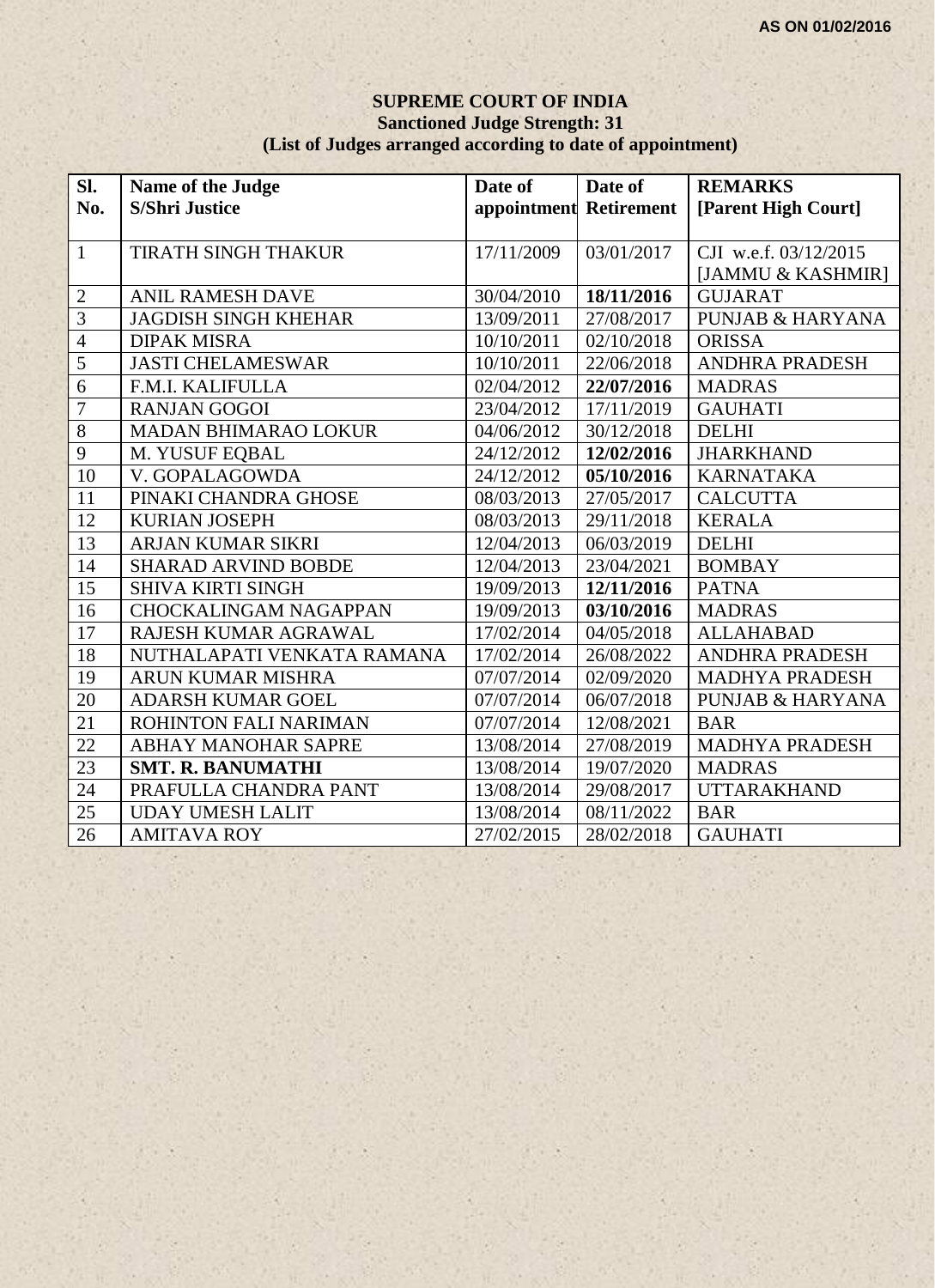**AS ON 01/02/2016**

## SUPREME COURT OF INDIA

**Sanctioned Judge Strength: 31**

**(List of Judges arranged according to date of appointment)**

| Sl. No. | Name of the Judge S/Shri Justice | Date of appointment | Date of Retirement | REMARKS [Parent High Court] |
|---|---|---|---|---|
| 1 | TIRATH SINGH THAKUR | 17/11/2009 | 03/01/2017 | CJI w.e.f. 03/12/2015 [JAMMU & KASHMIR] |
| 2 | ANIL RAMESH DAVE | 30/04/2010 | **18/11/2016** | GUJARAT |
| 3 | JAGDISH SINGH KHEHAR | 13/09/2011 | 27/08/2017 | PUNJAB & HARYANA |
| 4 | DIPAK MISRA | 10/10/2011 | 02/10/2018 | ORISSA |
| 5 | JASTI CHELAMESWAR | 10/10/2011 | 22/06/2018 | ANDHRA PRADESH |
| 6 | F.M.I. KALIFULLA | 02/04/2012 | **22/07/2016** | MADRAS |
| 7 | RANJAN GOGOI | 23/04/2012 | 17/11/2019 | GAUHATI |
| 8 | MADAN BHIMARAO LOKUR | 04/06/2012 | 30/12/2018 | DELHI |
| 9 | M. YUSUF EQBAL | 24/12/2012 | **12/02/2016** | JHARKHAND |
| 10 | V. GOPALAGOWDA | 24/12/2012 | **05/10/2016** | KARNATAKA |
| 11 | PINAKI CHANDRA GHOSE | 08/03/2013 | 27/05/2017 | CALCUTTA |
| 12 | KURIAN JOSEPH | 08/03/2013 | 29/11/2018 | KERALA |
| 13 | ARJAN KUMAR SIKRI | 12/04/2013 | 06/03/2019 | DELHI |
| 14 | SHARAD ARVIND BOBDE | 12/04/2013 | 23/04/2021 | BOMBAY |
| 15 | SHIVA KIRTI SINGH | 19/09/2013 | **12/11/2016** | PATNA |
| 16 | CHOCKALINGAM NAGAPPAN | 19/09/2013 | **03/10/2016** | MADRAS |
| 17 | RAJESH KUMAR AGRAWAL | 17/02/2014 | 04/05/2018 | ALLAHABAD |
| 18 | NUTHALAPATI VENKATA RAMANA | 17/02/2014 | 26/08/2022 | ANDHRA PRADESH |
| 19 | ARUN KUMAR MISHRA | 07/07/2014 | 02/09/2020 | MADHYA PRADESH |
| 20 | ADARSH KUMAR GOEL | 07/07/2014 | 06/07/2018 | PUNJAB & HARYANA |
| 21 | ROHINTON FALI NARIMAN | 07/07/2014 | 12/08/2021 | BAR |
| 22 | ABHAY MANOHAR SAPRE | 13/08/2014 | 27/08/2019 | MADHYA PRADESH |
| 23 | **SMT. R. BANUMATHI** | 13/08/2014 | 19/07/2020 | MADRAS |
| 24 | PRAFULLA CHANDRA PANT | 13/08/2014 | 29/08/2017 | UTTARAKHAND |
| 25 | UDAY UMESH LALIT | 13/08/2014 | 08/11/2022 | BAR |
| 26 | AMITAVA ROY | 27/02/2015 | 28/02/2018 | GAUHATI |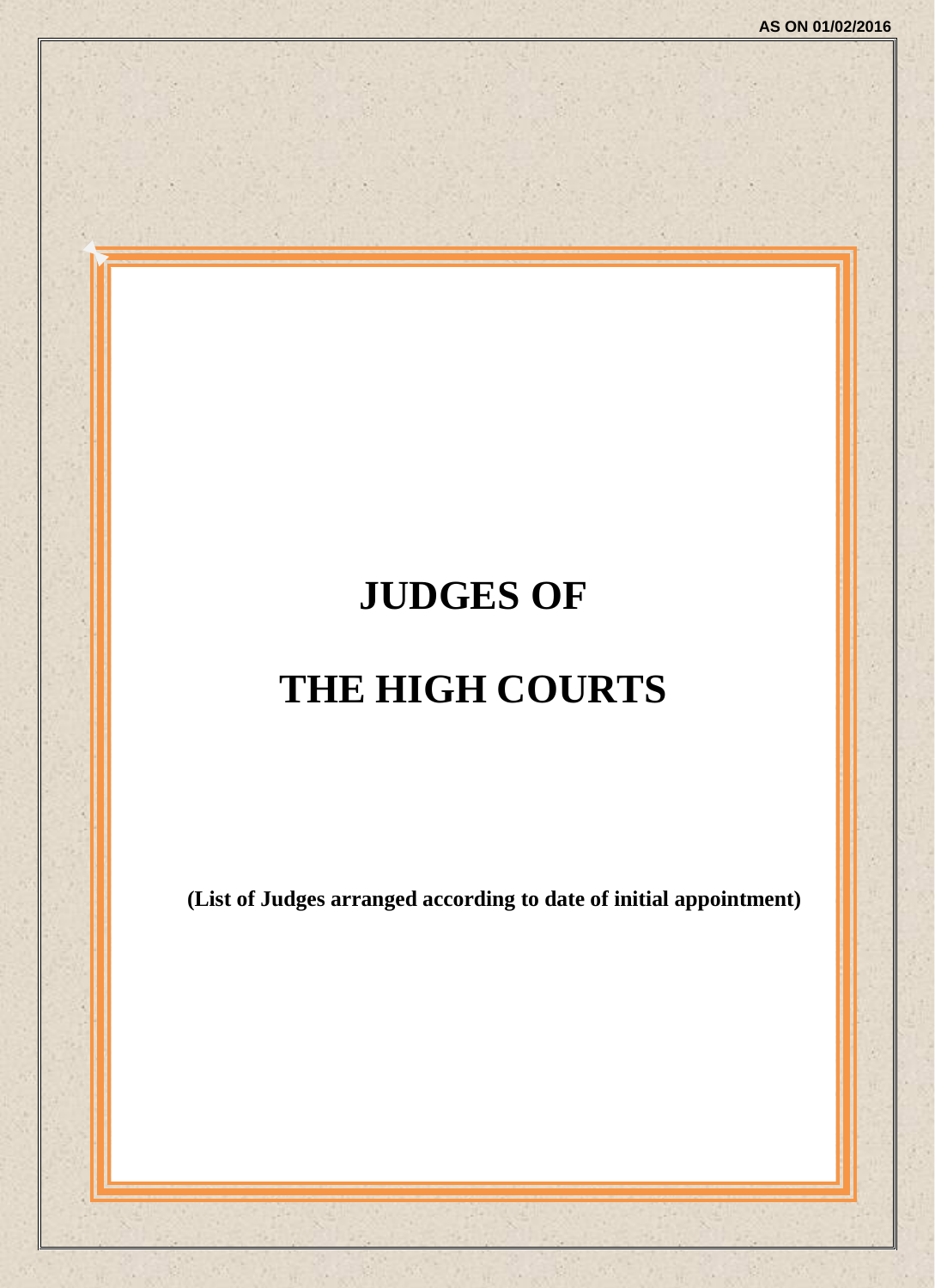AS ON 01/02/2016

# JUDGES OF

# THE HIGH COURTS

**(List of Judges arranged according to date of initial appointment)**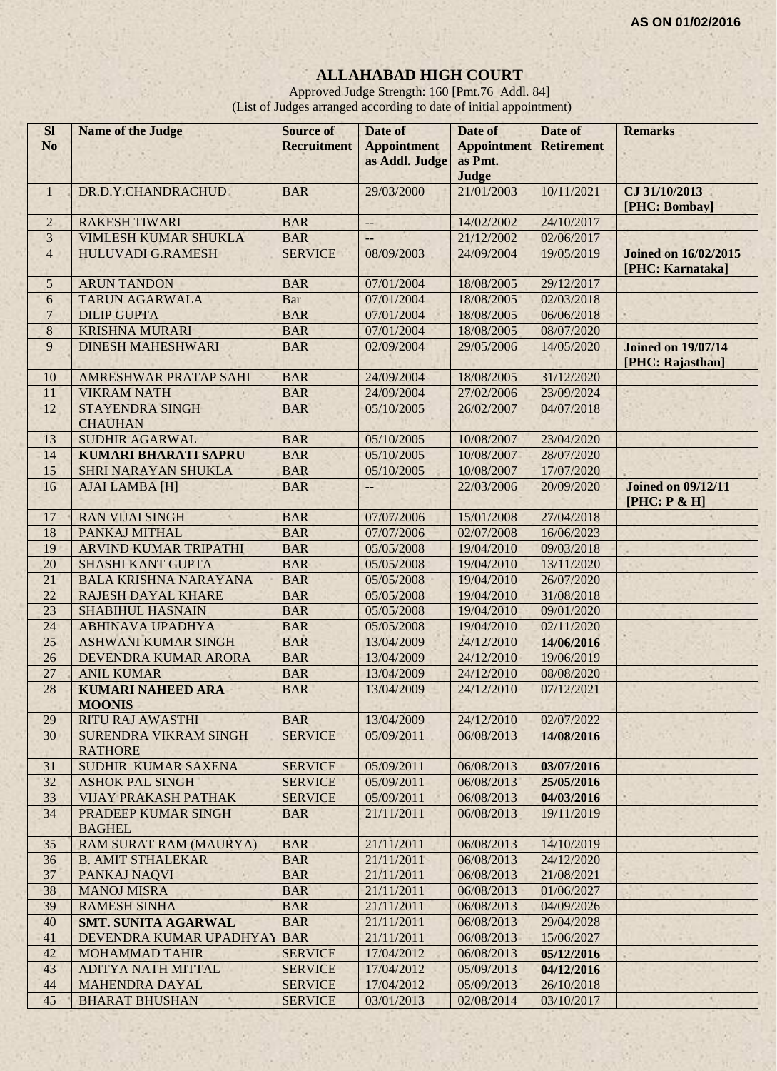**AS ON 01/02/2016**

# ALLAHABAD HIGH COURT

Approved Judge Strength: 160 [Pmt.76 Addl. 84]
(List of Judges arranged according to date of initial appointment)

| Sl No | Name of the Judge | Source of Recruitment | Date of Appointment as Addl. Judge | Date of Appointment as Pmt. Judge | Date of Retirement | Remarks |
|---|---|---|---|---|---|---|
| 1 | DR.D.Y.CHANDRACHUD | BAR | 29/03/2000 | 21/01/2003 | 10/11/2021 | **CJ 31/10/2013 [PHC: Bombay]** |
| 2 | RAKESH TIWARI | BAR | -- | 14/02/2002 | 24/10/2017 | |
| 3 | VIMLESH KUMAR SHUKLA | BAR | -- | 21/12/2002 | 02/06/2017 | |
| 4 | HULUVADI G.RAMESH | SERVICE | 08/09/2003 | 24/09/2004 | 19/05/2019 | **Joined on 16/02/2015 [PHC: Karnataka]** |
| 5 | ARUN TANDON | BAR | 07/01/2004 | 18/08/2005 | 29/12/2017 | |
| 6 | TARUN AGARWALA | Bar | 07/01/2004 | 18/08/2005 | 02/03/2018 | |
| 7 | DILIP GUPTA | BAR | 07/01/2004 | 18/08/2005 | 06/06/2018 | |
| 8 | KRISHNA MURARI | BAR | 07/01/2004 | 18/08/2005 | 08/07/2020 | |
| 9 | DINESH MAHESHWARI | BAR | 02/09/2004 | 29/05/2006 | 14/05/2020 | **Joined on 19/07/14 [PHC: Rajasthan]** |
| 10 | AMRESHWAR PRATAP SAHI | BAR | 24/09/2004 | 18/08/2005 | 31/12/2020 | |
| 11 | VIKRAM NATH | BAR | 24/09/2004 | 27/02/2006 | 23/09/2024 | |
| 12 | STAYENDRA SINGH CHAUHAN | BAR | 05/10/2005 | 26/02/2007 | 04/07/2018 | |
| 13 | SUDHIR AGARWAL | BAR | 05/10/2005 | 10/08/2007 | 23/04/2020 | |
| 14 | **KUMARI BHARATI SAPRU** | BAR | 05/10/2005 | 10/08/2007 | 28/07/2020 | |
| 15 | SHRI NARAYAN SHUKLA | BAR | 05/10/2005 | 10/08/2007 | 17/07/2020 | |
| 16 | AJAI LAMBA [H] | BAR | -- | 22/03/2006 | 20/09/2020 | **Joined on 09/12/11 [PHC: P & H]** |
| 17 | RAN VIJAI SINGH | BAR | 07/07/2006 | 15/01/2008 | 27/04/2018 | |
| 18 | PANKAJ MITHAL | BAR | 07/07/2006 | 02/07/2008 | 16/06/2023 | |
| 19 | ARVIND KUMAR TRIPATHI | BAR | 05/05/2008 | 19/04/2010 | 09/03/2018 | |
| 20 | SHASHI KANT GUPTA | BAR | 05/05/2008 | 19/04/2010 | 13/11/2020 | |
| 21 | BALA KRISHNA NARAYANA | BAR | 05/05/2008 | 19/04/2010 | 26/07/2020 | |
| 22 | RAJESH DAYAL KHARE | BAR | 05/05/2008 | 19/04/2010 | 31/08/2018 | |
| 23 | SHABIHUL HASNAIN | BAR | 05/05/2008 | 19/04/2010 | 09/01/2020 | |
| 24 | ABHINAVA UPADHYA | BAR | 05/05/2008 | 19/04/2010 | 02/11/2020 | |
| 25 | ASHWANI KUMAR SINGH | BAR | 13/04/2009 | 24/12/2010 | **14/06/2016** | |
| 26 | DEVENDRA KUMAR ARORA | BAR | 13/04/2009 | 24/12/2010 | 19/06/2019 | |
| 27 | ANIL KUMAR | BAR | 13/04/2009 | 24/12/2010 | 08/08/2020 | |
| 28 | **KUMARI NAHEED ARA MOONIS** | BAR | 13/04/2009 | 24/12/2010 | 07/12/2021 | |
| 29 | RITU RAJ AWASTHI | BAR | 13/04/2009 | 24/12/2010 | 02/07/2022 | |
| 30 | SURENDRA VIKRAM SINGH RATHORE | SERVICE | 05/09/2011 | 06/08/2013 | **14/08/2016** | |
| 31 | SUDHIR KUMAR SAXENA | SERVICE | 05/09/2011 | 06/08/2013 | **03/07/2016** | |
| 32 | ASHOK PAL SINGH | SERVICE | 05/09/2011 | 06/08/2013 | **25/05/2016** | |
| 33 | VIJAY PRAKASH PATHAK | SERVICE | 05/09/2011 | 06/08/2013 | **04/03/2016** | |
| 34 | PRADEEP KUMAR SINGH BAGHEL | BAR | 21/11/2011 | 06/08/2013 | 19/11/2019 | |
| 35 | RAM SURAT RAM (MAURYA) | BAR | 21/11/2011 | 06/08/2013 | 14/10/2019 | |
| 36 | B. AMIT STHALEKAR | BAR | 21/11/2011 | 06/08/2013 | 24/12/2020 | |
| 37 | PANKAJ NAQVI | BAR | 21/11/2011 | 06/08/2013 | 21/08/2021 | |
| 38 | MANOJ MISRA | BAR | 21/11/2011 | 06/08/2013 | 01/06/2027 | |
| 39 | RAMESH SINHA | BAR | 21/11/2011 | 06/08/2013 | 04/09/2026 | |
| 40 | **SMT. SUNITA AGARWAL** | BAR | 21/11/2011 | 06/08/2013 | 29/04/2028 | |
| 41 | DEVENDRA KUMAR UPADHYAY | BAR | 21/11/2011 | 06/08/2013 | 15/06/2027 | |
| 42 | MOHAMMAD TAHIR | SERVICE | 17/04/2012 | 06/08/2013 | **05/12/2016** | |
| 43 | ADITYA NATH MITTAL | SERVICE | 17/04/2012 | 05/09/2013 | **04/12/2016** | |
| 44 | MAHENDRA DAYAL | SERVICE | 17/04/2012 | 05/09/2013 | 26/10/2018 | |
| 45 | BHARAT BHUSHAN | SERVICE | 03/01/2013 | 02/08/2014 | 03/10/2017 | |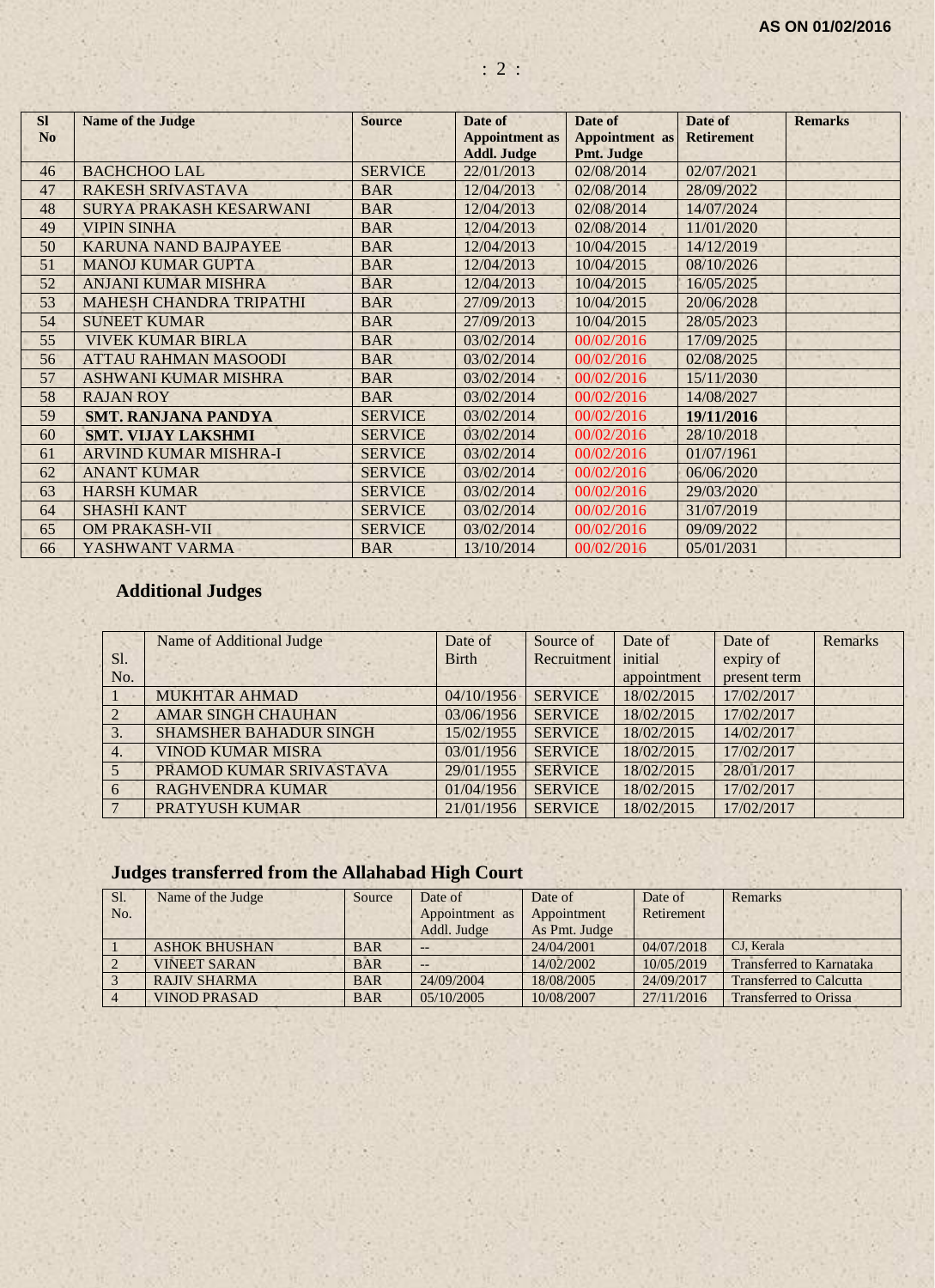AS ON 01/02/2016

| Sl No | Name of the Judge | Source | Date of Appointment as Addl. Judge | Date of Appointment as Pmt. Judge | Date of Retirement | Remarks |
|---|---|---|---|---|---|---|
| 46 | BACHCHOO LAL | SERVICE | 22/01/2013 | 02/08/2014 | 02/07/2021 | |
| 47 | RAKESH SRIVASTAVA | BAR | 12/04/2013 | 02/08/2014 | 28/09/2022 | |
| 48 | SURYA PRAKASH KESARWANI | BAR | 12/04/2013 | 02/08/2014 | 14/07/2024 | |
| 49 | VIPIN SINHA | BAR | 12/04/2013 | 02/08/2014 | 11/01/2020 | |
| 50 | KARUNA NAND BAJPAYEE | BAR | 12/04/2013 | 10/04/2015 | 14/12/2019 | |
| 51 | MANOJ KUMAR GUPTA | BAR | 12/04/2013 | 10/04/2015 | 08/10/2026 | |
| 52 | ANJANI KUMAR MISHRA | BAR | 12/04/2013 | 10/04/2015 | 16/05/2025 | |
| 53 | MAHESH CHANDRA TRIPATHI | BAR | 27/09/2013 | 10/04/2015 | 20/06/2028 | |
| 54 | SUNEET KUMAR | BAR | 27/09/2013 | 10/04/2015 | 28/05/2023 | |
| 55 | VIVEK KUMAR BIRLA | BAR | 03/02/2014 | 00/02/2016 | 17/09/2025 | |
| 56 | ATTAU RAHMAN MASOODI | BAR | 03/02/2014 | 00/02/2016 | 02/08/2025 | |
| 57 | ASHWANI KUMAR MISHRA | BAR | 03/02/2014 | 00/02/2016 | 15/11/2030 | |
| 58 | RAJAN ROY | BAR | 03/02/2014 | 00/02/2016 | 14/08/2027 | |
| 59 | **SMT. RANJANA PANDYA** | SERVICE | 03/02/2014 | 00/02/2016 | **19/11/2016** | |
| 60 | **SMT. VIJAY LAKSHMI** | SERVICE | 03/02/2014 | 00/02/2016 | 28/10/2018 | |
| 61 | ARVIND KUMAR MISHRA-I | SERVICE | 03/02/2014 | 00/02/2016 | 01/07/1961 | |
| 62 | ANANT KUMAR | SERVICE | 03/02/2014 | 00/02/2016 | 06/06/2020 | |
| 63 | HARSH KUMAR | SERVICE | 03/02/2014 | 00/02/2016 | 29/03/2020 | |
| 64 | SHASHI KANT | SERVICE | 03/02/2014 | 00/02/2016 | 31/07/2019 | |
| 65 | OM PRAKASH-VII | SERVICE | 03/02/2014 | 00/02/2016 | 09/09/2022 | |
| 66 | YASHWANT VARMA | BAR | 13/10/2014 | 00/02/2016 | 05/01/2031 | |

## Additional Judges

| Sl. No. | Name of Additional Judge | Date of Birth | Source of Recruitment | Date of initial appointment | Date of expiry of present term | Remarks |
|---|---|---|---|---|---|---|
| 1 | MUKHTAR AHMAD | 04/10/1956 | SERVICE | 18/02/2015 | 17/02/2017 | |
| 2 | AMAR SINGH CHAUHAN | 03/06/1956 | SERVICE | 18/02/2015 | 17/02/2017 | |
| 3. | SHAMSHER BAHADUR SINGH | 15/02/1955 | SERVICE | 18/02/2015 | 14/02/2017 | |
| 4. | VINOD KUMAR MISRA | 03/01/1956 | SERVICE | 18/02/2015 | 17/02/2017 | |
| 5 | PRAMOD KUMAR SRIVASTAVA | 29/01/1955 | SERVICE | 18/02/2015 | 28/01/2017 | |
| 6 | RAGHVENDRA KUMAR | 01/04/1956 | SERVICE | 18/02/2015 | 17/02/2017 | |
| 7 | PRATYUSH KUMAR | 21/01/1956 | SERVICE | 18/02/2015 | 17/02/2017 | |

## Judges transferred from the Allahabad High Court

| Sl. No. | Name of the Judge | Source | Date of Appointment as Addl. Judge | Date of Appointment As Pmt. Judge | Date of Retirement | Remarks |
|---|---|---|---|---|---|---|
| 1 | ASHOK BHUSHAN | BAR | -- | 24/04/2001 | 04/07/2018 | CJ, Kerala |
| 2 | VINEET SARAN | BAR | -- | 14/02/2002 | 10/05/2019 | Transferred to Karnataka |
| 3 | RAJIV SHARMA | BAR | 24/09/2004 | 18/08/2005 | 24/09/2017 | Transferred to Calcutta |
| 4 | VINOD PRASAD | BAR | 05/10/2005 | 10/08/2007 | 27/11/2016 | Transferred to Orissa |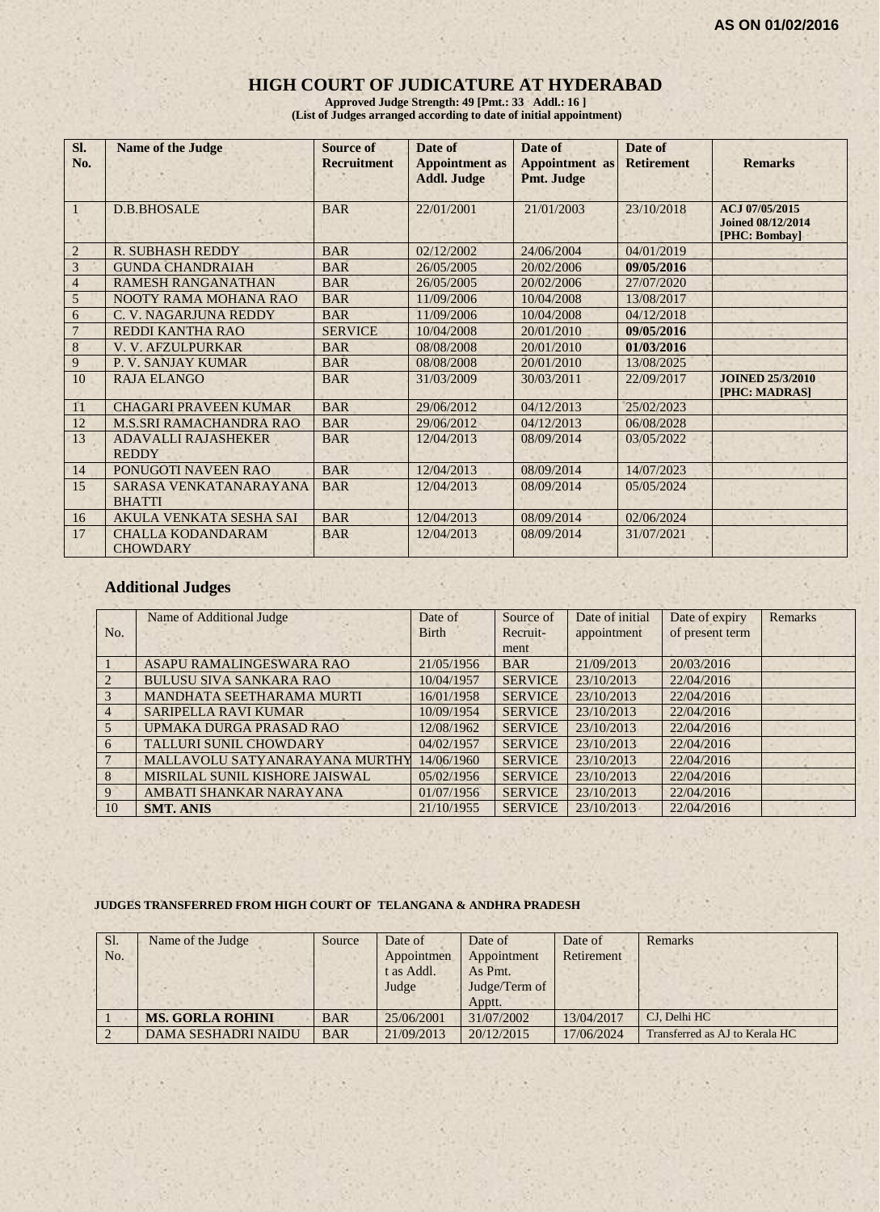AS ON 01/02/2016

# HIGH COURT OF JUDICATURE AT HYDERABAD

**Approved Judge Strength: 49 [Pmt.: 33 Addl.: 16 ]**
**(List of Judges arranged according to date of initial appointment)**

| Sl. No. | Name of the Judge | Source of Recruitment | Date of Appointment as Addl. Judge | Date of Appointment as Pmt. Judge | Date of Retirement | Remarks |
|---|---|---|---|---|---|---|
| 1 | D.B.BHOSALE | BAR | 22/01/2001 | 21/01/2003 | 23/10/2018 | **ACJ 07/05/2015 Joined 08/12/2014 [PHC: Bombay]** |
| 2 | R. SUBHASH REDDY | BAR | 02/12/2002 | 24/06/2004 | 04/01/2019 | |
| 3 | GUNDA CHANDRAIAH | BAR | 26/05/2005 | 20/02/2006 | **09/05/2016** | |
| 4 | RAMESH RANGANATHAN | BAR | 26/05/2005 | 20/02/2006 | 27/07/2020 | |
| 5 | NOOTY RAMA MOHANA RAO | BAR | 11/09/2006 | 10/04/2008 | 13/08/2017 | |
| 6 | C. V. NAGARJUNA REDDY | BAR | 11/09/2006 | 10/04/2008 | 04/12/2018 | |
| 7 | REDDI KANTHA RAO | SERVICE | 10/04/2008 | 20/01/2010 | **09/05/2016** | |
| 8 | V. V. AFZULPURKAR | BAR | 08/08/2008 | 20/01/2010 | **01/03/2016** | |
| 9 | P. V. SANJAY KUMAR | BAR | 08/08/2008 | 20/01/2010 | 13/08/2025 | |
| 10 | RAJA ELANGO | BAR | 31/03/2009 | 30/03/2011 | 22/09/2017 | **JOINED 25/3/2010 [PHC: MADRAS]** |
| 11 | CHAGARI PRAVEEN KUMAR | BAR | 29/06/2012 | 04/12/2013 | 25/02/2023 | |
| 12 | M.S.SRI RAMACHANDRA RAO | BAR | 29/06/2012 | 04/12/2013 | 06/08/2028 | |
| 13 | ADAVALLI RAJASHEKER REDDY | BAR | 12/04/2013 | 08/09/2014 | 03/05/2022 | |
| 14 | PONUGOTI NAVEEN RAO | BAR | 12/04/2013 | 08/09/2014 | 14/07/2023 | |
| 15 | SARASA VENKATANARAYANA BHATTI | BAR | 12/04/2013 | 08/09/2014 | 05/05/2024 | |
| 16 | AKULA VENKATA SESHA SAI | BAR | 12/04/2013 | 08/09/2014 | 02/06/2024 | |
| 17 | CHALLA KODANDARAM CHOWDARY | BAR | 12/04/2013 | 08/09/2014 | 31/07/2021 | |

## Additional Judges

| No. | Name of Additional Judge | Date of Birth | Source of Recruit-ment | Date of initial appointment | Date of expiry of present term | Remarks |
|---|---|---|---|---|---|---|
| 1 | ASAPU RAMALINGESWARA RAO | 21/05/1956 | BAR | 21/09/2013 | 20/03/2016 | |
| 2 | BULUSU SIVA SANKARA RAO | 10/04/1957 | SERVICE | 23/10/2013 | 22/04/2016 | |
| 3 | MANDHATA SEETHARAMA MURTI | 16/01/1958 | SERVICE | 23/10/2013 | 22/04/2016 | |
| 4 | SARIPELLA RAVI KUMAR | 10/09/1954 | SERVICE | 23/10/2013 | 22/04/2016 | |
| 5 | UPMAKA DURGA PRASAD RAO | 12/08/1962 | SERVICE | 23/10/2013 | 22/04/2016 | |
| 6 | TALLURI SUNIL CHOWDARY | 04/02/1957 | SERVICE | 23/10/2013 | 22/04/2016 | |
| 7 | MALLAVOLU SATYANARAYANA MURTHY | 14/06/1960 | SERVICE | 23/10/2013 | 22/04/2016 | |
| 8 | MISRILAL SUNIL KISHORE JAISWAL | 05/02/1956 | SERVICE | 23/10/2013 | 22/04/2016 | |
| 9 | AMBATI SHANKAR NARAYANA | 01/07/1956 | SERVICE | 23/10/2013 | 22/04/2016 | |
| 10 | **SMT. ANIS** | 21/10/1955 | SERVICE | 23/10/2013 | 22/04/2016 | |

**JUDGES TRANSFERRED FROM HIGH COURT OF TELANGANA & ANDHRA PRADESH**

| Sl. No. | Name of the Judge | Source | Date of Appointment as Addl. Judge | Date of Appointment As Pmt. Judge/Term of Apptt. | Date of Retirement | Remarks |
|---|---|---|---|---|---|---|
| 1 | **MS. GORLA ROHINI** | BAR | 25/06/2001 | 31/07/2002 | 13/04/2017 | CJ, Delhi HC |
| 2 | DAMA SESHADRI NAIDU | BAR | 21/09/2013 | 20/12/2015 | 17/06/2024 | Transferred as AJ to Kerala HC |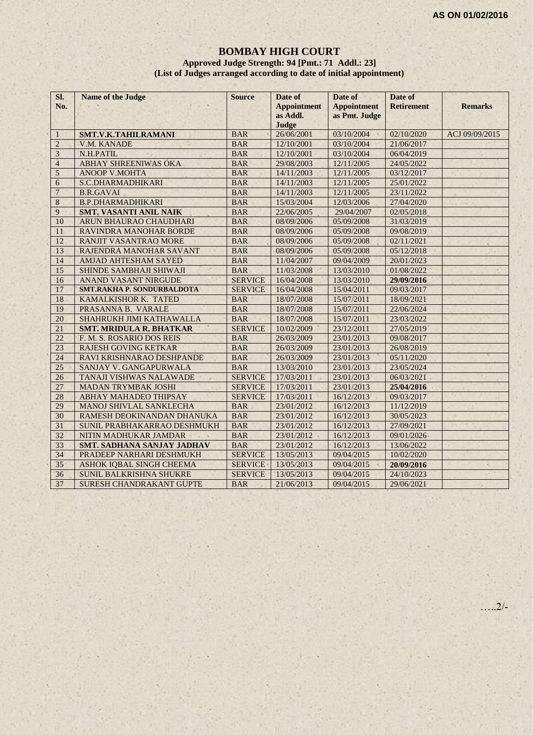AS ON 01/02/2016

# BOMBAY HIGH COURT

**Approved Judge Strength: 94 [Pmt.: 71 Addl.: 23]**

**(List of Judges arranged according to date of initial appointment)**

| Sl. No. | Name of the Judge | Source | Date of Appointment as Addl. Judge | Date of Appointment as Pmt. Judge | Date of Retirement | Remarks |
|---|---|---|---|---|---|---|
| 1 | **SMT.V.K.TAHILRAMANI** | BAR | 26/06/2001 | 03/10/2004 | 02/10/2020 | ACJ 09/09/2015 |
| 2 | V.M. KANADE | BAR | 12/10/2001 | 03/10/2004 | 21/06/2017 | |
| 3 | N.H.PATIL | BAR | 12/10/2001 | 03/10/2004 | 06/04/2019 | |
| 4 | ABHAY SHREENIWAS OKA | BAR | 29/08/2003 | 12/11/2005 | 24/05/2022 | |
| 5 | ANOOP V.MOHTA | BAR | 14/11/2003 | 12/11/2005 | 03/12/2017 | |
| 6 | S.C.DHARMADHIKARI | BAR | 14/11/2003 | 12/11/2005 | 25/01/2022 | |
| 7 | B.R.GAVAI | BAR | 14/11/2003 | 12/11/2005 | 23/11/2022 | |
| 8 | B.P.DHARMADHIKARI | BAR | 15/03/2004 | 12/03/2006 | 27/04/2020 | |
| 9 | **SMT. VASANTI ANIL NAIK** | BAR | 22/06/2005 | 29/04/2007 | 02/05/2018 | |
| 10 | ARUN BHAURAO CHAUDHARI | BAR | 08/09/2006 | 05/09/2008 | 31/03/2019 | |
| 11 | RAVINDRA MANOHAR BORDE | BAR | 08/09/2006 | 05/09/2008 | 09/08/2019 | |
| 12 | RANJIT VASANTRAO MORE | BAR | 08/09/2006 | 05/09/2008 | 02/11/2021 | |
| 13 | RAJENDRA MANOHAR SAVANT | BAR | 08/09/2006 | 05/09/2008 | 05/12/2018 | |
| 14 | AMJAD AHTESHAM SAYED | BAR | 11/04/2007 | 09/04/2009 | 20/01/2023 | |
| 15 | SHINDE SAMBHAJI SHIWAJI | BAR | 11/03/2008 | 13/03/2010 | 01/08/2022 | |
| 16 | ANAND VASANT NIRGUDE | SERVICE | 16/04/2008 | 13/03/2010 | **29/09/2016** | |
| 17 | **SMT.RAKHA P. SONDURBALDOTA** | SERVICE | 16/04/2008 | 15/04/2011 | 09/03/2017 | |
| 18 | KAMALKISHOR K. TATED | BAR | 18/07/2008 | 15/07/2011 | 18/09/2021 | |
| 19 | PRASANNA B. VARALE | BAR | 18/07/2008 | 15/07/2011 | 22/06/2024 | |
| 20 | SHAHRUKH JIMI KATHAWALLA | BAR | 18/07/2008 | 15/07/2011 | 23/03/2022 | |
| 21 | **SMT. MRIDULA R. BHATKAR** | SERVICE | 10/02/2009 | 23/12/2011 | 27/05/2019 | |
| 22 | F. M. S. ROSARIO DOS REIS | BAR | 26/03/2009 | 23/01/2013 | 09/08/2017 | |
| 23 | RAJESH GOVING KETKAR | BAR | 26/03/2009 | 23/01/2013 | 26/08/2019 | |
| 24 | RAVI KRISHNARAO DESHPANDE | BAR | 26/03/2009 | 23/01/2013 | 05/11/2020 | |
| 25 | SANJAY V. GANGAPURWALA | BAR | 13/03/2010 | 23/01/2013 | 23/05/2024 | |
| 26 | TANAJI VISHWAS NALAWADE | SERVICE | 17/03/2011 | 23/01/2013 | 06/03/2021 | |
| 27 | MADAN TRYMBAK JOSHI | SERVICE | 17/03/2011 | 23/01/2013 | **25/04/2016** | |
| 28 | ABHAY MAHADEO THIPSAY | SERVICE | 17/03/2011 | 16/12/2013 | 09/03/2017 | |
| 29 | MANOJ SHIVLAL SANKLECHA | BAR | 23/01/2012 | 16/12/2013 | 11/12/2019 | |
| 30 | RAMESH DEOKINANDAN DHANUKA | BAR | 23/01/2012 | 16/12/2013 | 30/05/2023 | |
| 31 | SUNIL PRABHAKARRAO DESHMUKH | BAR | 23/01/2012 | 16/12/2013 | 27/09/2021 | |
| 32 | NITIN MADHUKAR JAMDAR | BAR | 23/01/2012 | 16/12/2013 | 09/01/2026 | |
| 33 | **SMT. SADHANA SANJAY JADHAV** | BAR | 23/01/2012 | 16/12/2013 | 13/06/2022 | |
| 34 | PRADEEP NARHARI DESHMUKH | SERVICE | 13/05/2013 | 09/04/2015 | 10/02/2020 | |
| 35 | ASHOK IQBAL SINGH CHEEMA | SERVICE | 13/05/2013 | 09/04/2015 | **20/09/2016** | |
| 36 | SUNIL BALKRISHNA SHUKRE | SERVICE | 13/05/2013 | 09/04/2015 | 24/10/2023 | |
| 37 | SURESH CHANDRAKANT GUPTE | BAR | 21/06/2013 | 09/04/2015 | 29/06/2021 | |

…..2/-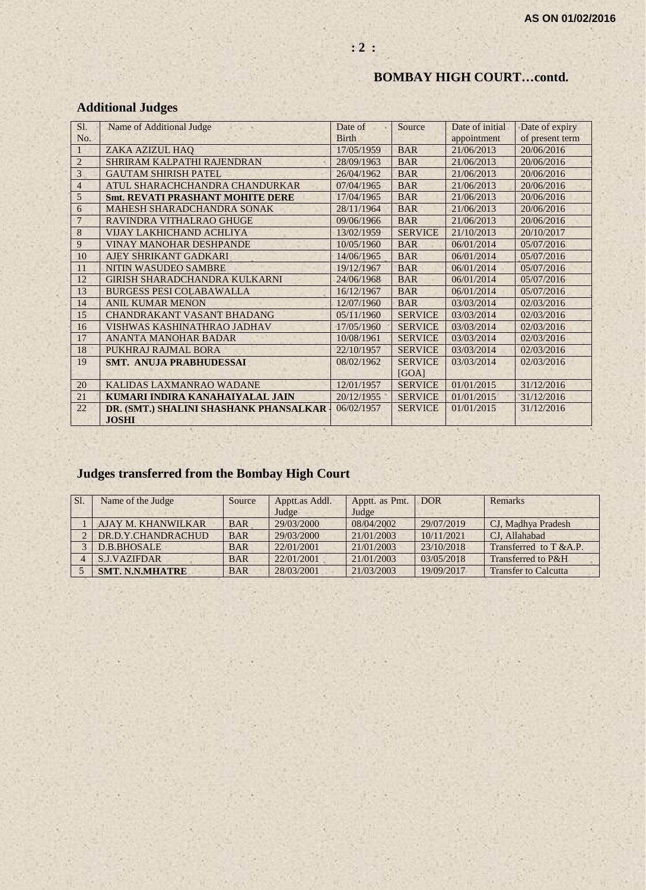AS ON 01/02/2016

## BOMBAY HIGH COURT…contd.

### Additional Judges

| Sl. No. | Name of Additional Judge | Date of Birth | Source | Date of initial appointment | Date of expiry of present term |
|---|---|---|---|---|---|
| 1 | ZAKA AZIZUL HAQ | 17/05/1959 | BAR | 21/06/2013 | 20/06/2016 |
| 2 | SHRIRAM KALPATHI RAJENDRAN | 28/09/1963 | BAR | 21/06/2013 | 20/06/2016 |
| 3 | GAUTAM SHIRISH PATEL | 26/04/1962 | BAR | 21/06/2013 | 20/06/2016 |
| 4 | ATUL SHARACHCHANDRA CHANDURKAR | 07/04/1965 | BAR | 21/06/2013 | 20/06/2016 |
| 5 | **Smt. REVATI PRASHANT MOHITE DERE** | 17/04/1965 | BAR | 21/06/2013 | 20/06/2016 |
| 6 | MAHESH SHARADCHANDRA SONAK | 28/11/1964 | BAR | 21/06/2013 | 20/06/2016 |
| 7 | RAVINDRA VITHALRAO GHUGE | 09/06/1966 | BAR | 21/06/2013 | 20/06/2016 |
| 8 | VIJAY LAKHICHAND ACHLIYA | 13/02/1959 | SERVICE | 21/10/2013 | 20/10/2017 |
| 9 | VINAY MANOHAR DESHPANDE | 10/05/1960 | BAR | 06/01/2014 | 05/07/2016 |
| 10 | AJEY SHRIKANT GADKARI | 14/06/1965 | BAR | 06/01/2014 | 05/07/2016 |
| 11 | NITIN WASUDEO SAMBRE | 19/12/1967 | BAR | 06/01/2014 | 05/07/2016 |
| 12 | GIRISH SHARADCHANDRA KULKARNI | 24/06/1968 | BAR | 06/01/2014 | 05/07/2016 |
| 13 | BURGESS PESI COLABAWALLA | 16/12/1967 | BAR | 06/01/2014 | 05/07/2016 |
| 14 | ANIL KUMAR MENON | 12/07/1960 | BAR | 03/03/2014 | 02/03/2016 |
| 15 | CHANDRAKANT VASANT BHADANG | 05/11/1960 | SERVICE | 03/03/2014 | 02/03/2016 |
| 16 | VISHWAS KASHINATHRAO JADHAV | 17/05/1960 | SERVICE | 03/03/2014 | 02/03/2016 |
| 17 | ANANTA MANOHAR BADAR | 10/08/1961 | SERVICE | 03/03/2014 | 02/03/2016 |
| 18 | PUKHRAJ RAJMAL BORA | 22/10/1957 | SERVICE | 03/03/2014 | 02/03/2016 |
| 19 | **SMT. ANUJA PRABHUDESSAI** | 08/02/1962 | SERVICE [GOA] | 03/03/2014 | 02/03/2016 |
| 20 | KALIDAS LAXMANRAO WADANE | 12/01/1957 | SERVICE | 01/01/2015 | 31/12/2016 |
| 21 | **KUMARI INDIRA KANAHAIYALAL JAIN** | 20/12/1955 | SERVICE | 01/01/2015 | 31/12/2016 |
| 22 | **DR. (SMT.) SHALINI SHASHANK PHANSALKAR - JOSHI** | 06/02/1957 | SERVICE | 01/01/2015 | 31/12/2016 |

### Judges transferred from the Bombay High Court

| Sl. | Name of the Judge | Source | Apptt.as Addl. Judge | Apptt. as Pmt. Judge | DOR | Remarks |
|---|---|---|---|---|---|---|
| 1 | AJAY M. KHANWILKAR | BAR | 29/03/2000 | 08/04/2002 | 29/07/2019 | CJ, Madhya Pradesh |
| 2 | DR.D.Y.CHANDRACHUD | BAR | 29/03/2000 | 21/01/2003 | 10/11/2021 | CJ, Allahabad |
| 3 | D.B.BHOSALE | BAR | 22/01/2001 | 21/01/2003 | 23/10/2018 | Transferred to T &A.P. |
| 4 | S.J.VAZIFDAR | BAR | 22/01/2001 | 21/01/2003 | 03/05/2018 | Transferred to P&H |
| 5 | **SMT. N.N.MHATRE** | BAR | 28/03/2001 | 21/03/2003 | 19/09/2017 | Transfer to Calcutta |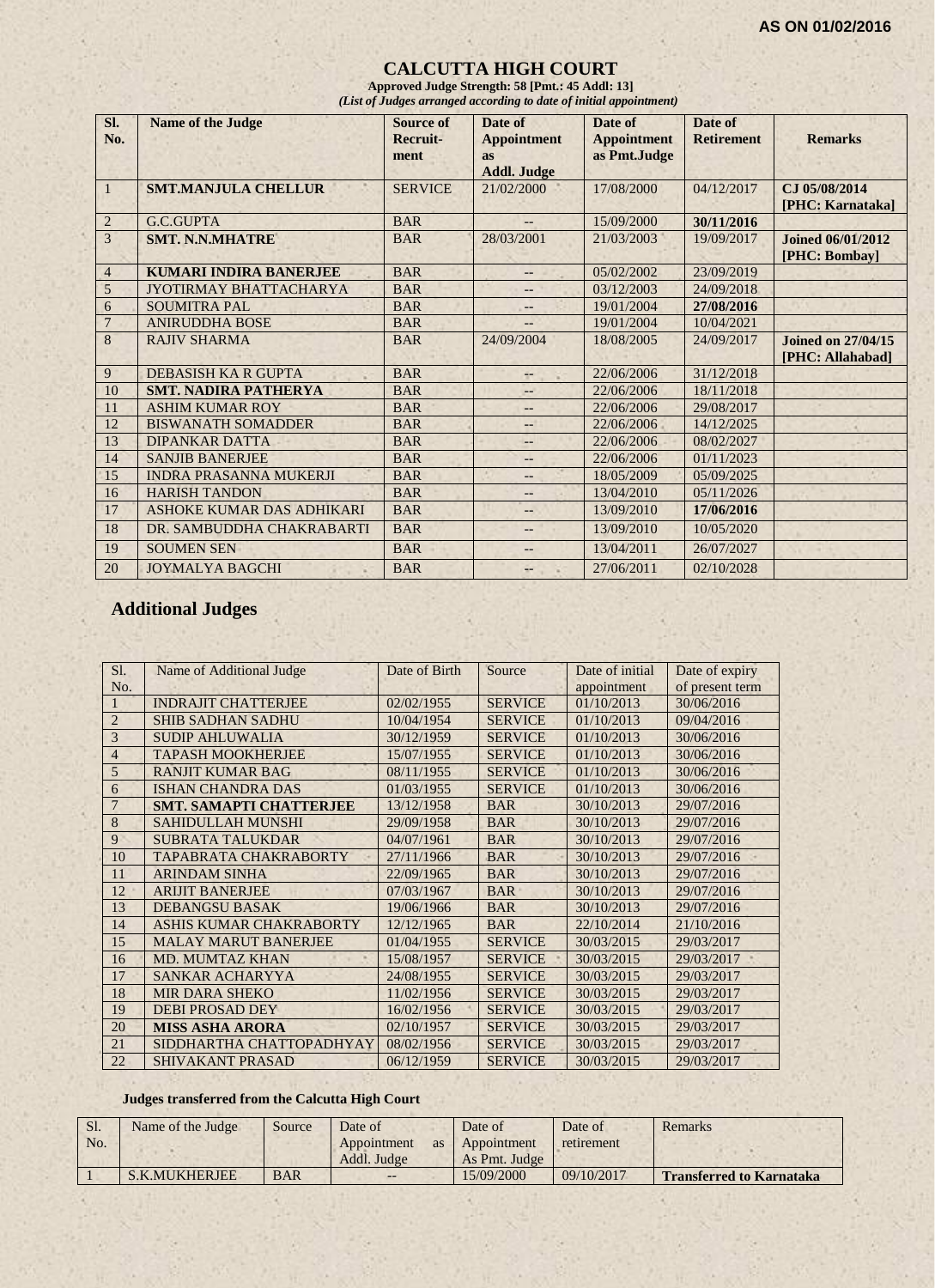**AS ON 01/02/2016**

# CALCUTTA HIGH COURT

**Approved Judge Strength: 58 [Pmt.: 45 Addl: 13]**

*(List of Judges arranged according to date of initial appointment)*

| Sl. No. | Name of the Judge | Source of Recruit-ment | Date of Appointment as Addl. Judge | Date of Appointment as Pmt.Judge | Date of Retirement | Remarks |
|---|---|---|---|---|---|---|
| 1 | **SMT.MANJULA CHELLUR** | SERVICE | 21/02/2000 | 17/08/2000 | 04/12/2017 | **CJ 05/08/2014 [PHC: Karnataka]** |
| 2 | G.C.GUPTA | BAR | -- | 15/09/2000 | **30/11/2016** | |
| 3 | **SMT. N.N.MHATRE** | BAR | 28/03/2001 | 21/03/2003 | 19/09/2017 | **Joined 06/01/2012 [PHC: Bombay]** |
| 4 | **KUMARI INDIRA BANERJEE** | BAR | -- | 05/02/2002 | 23/09/2019 | |
| 5 | JYOTIRMAY BHATTACHARYA | BAR | -- | 03/12/2003 | 24/09/2018 | |
| 6 | SOUMITRA PAL | BAR | -- | 19/01/2004 | **27/08/2016** | |
| 7 | ANIRUDDHA BOSE | BAR | -- | 19/01/2004 | 10/04/2021 | |
| 8 | RAJIV SHARMA | BAR | 24/09/2004 | 18/08/2005 | 24/09/2017 | **Joined on 27/04/15 [PHC: Allahabad]** |
| 9 | DEBASISH KA R GUPTA | BAR | -- | 22/06/2006 | 31/12/2018 | |
| 10 | **SMT. NADIRA PATHERYA** | BAR | -- | 22/06/2006 | 18/11/2018 | |
| 11 | ASHIM KUMAR ROY | BAR | -- | 22/06/2006 | 29/08/2017 | |
| 12 | BISWANATH SOMADDER | BAR | -- | 22/06/2006 | 14/12/2025 | |
| 13 | DIPANKAR DATTA | BAR | -- | 22/06/2006 | 08/02/2027 | |
| 14 | SANJIB BANERJEE | BAR | -- | 22/06/2006 | 01/11/2023 | |
| 15 | INDRA PRASANNA MUKERJI | BAR | -- | 18/05/2009 | 05/09/2025 | |
| 16 | HARISH TANDON | BAR | -- | 13/04/2010 | 05/11/2026 | |
| 17 | ASHOKE KUMAR DAS ADHIKARI | BAR | -- | 13/09/2010 | **17/06/2016** | |
| 18 | DR. SAMBUDDHA CHAKRABARTI | BAR | -- | 13/09/2010 | 10/05/2020 | |
| 19 | SOUMEN SEN | BAR | -- | 13/04/2011 | 26/07/2027 | |
| 20 | JOYMALYA BAGCHI | BAR | -- | 27/06/2011 | 02/10/2028 | |

## Additional Judges

| Sl. No. | Name of Additional Judge | Date of Birth | Source | Date of initial appointment | Date of expiry of present term |
|---|---|---|---|---|---|
| 1 | INDRAJIT CHATTERJEE | 02/02/1955 | SERVICE | 01/10/2013 | 30/06/2016 |
| 2 | SHIB SADHAN SADHU | 10/04/1954 | SERVICE | 01/10/2013 | 09/04/2016 |
| 3 | SUDIP AHLUWALIA | 30/12/1959 | SERVICE | 01/10/2013 | 30/06/2016 |
| 4 | TAPASH MOOKHERJEE | 15/07/1955 | SERVICE | 01/10/2013 | 30/06/2016 |
| 5 | RANJIT KUMAR BAG | 08/11/1955 | SERVICE | 01/10/2013 | 30/06/2016 |
| 6 | ISHAN CHANDRA DAS | 01/03/1955 | SERVICE | 01/10/2013 | 30/06/2016 |
| 7 | **SMT. SAMAPTI CHATTERJEE** | 13/12/1958 | BAR | 30/10/2013 | 29/07/2016 |
| 8 | SAHIDULLAH MUNSHI | 29/09/1958 | BAR | 30/10/2013 | 29/07/2016 |
| 9 | SUBRATA TALUKDAR | 04/07/1961 | BAR | 30/10/2013 | 29/07/2016 |
| 10 | TAPABRATA CHAKRABORTY | 27/11/1966 | BAR | 30/10/2013 | 29/07/2016 |
| 11 | ARINDAM SINHA | 22/09/1965 | BAR | 30/10/2013 | 29/07/2016 |
| 12 | ARIJIT BANERJEE | 07/03/1967 | BAR | 30/10/2013 | 29/07/2016 |
| 13 | DEBANGSU BASAK | 19/06/1966 | BAR | 30/10/2013 | 29/07/2016 |
| 14 | ASHIS KUMAR CHAKRABORTY | 12/12/1965 | BAR | 22/10/2014 | 21/10/2016 |
| 15 | MALAY MARUT BANERJEE | 01/04/1955 | SERVICE | 30/03/2015 | 29/03/2017 |
| 16 | MD. MUMTAZ KHAN | 15/08/1957 | SERVICE | 30/03/2015 | 29/03/2017 |
| 17 | SANKAR ACHARYYA | 24/08/1955 | SERVICE | 30/03/2015 | 29/03/2017 |
| 18 | MIR DARA SHEKO | 11/02/1956 | SERVICE | 30/03/2015 | 29/03/2017 |
| 19 | DEBI PROSAD DEY | 16/02/1956 | SERVICE | 30/03/2015 | 29/03/2017 |
| 20 | **MISS ASHA ARORA** | 02/10/1957 | SERVICE | 30/03/2015 | 29/03/2017 |
| 21 | SIDDHARTHA CHATTOPADHYAY | 08/02/1956 | SERVICE | 30/03/2015 | 29/03/2017 |
| 22 | SHIVAKANT PRASAD | 06/12/1959 | SERVICE | 30/03/2015 | 29/03/2017 |

**Judges transferred from the Calcutta High Court**

| Sl. No. | Name of the Judge | Source | Date of Appointment as Addl. Judge | Date of Appointment As Pmt. Judge | Date of retirement | Remarks |
|---|---|---|---|---|---|---|
| 1 | S.K.MUKHERJEE | BAR | -- | 15/09/2000 | 09/10/2017 | **Transferred to Karnataka** |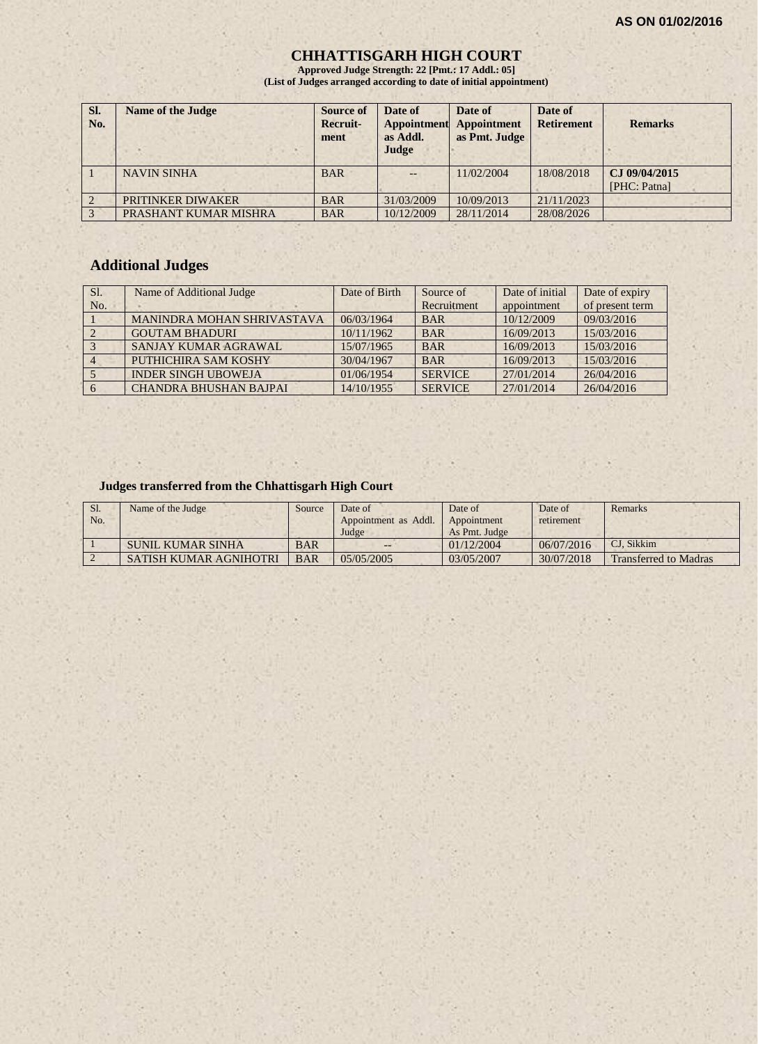**AS ON 01/02/2016**

# CHHATTISGARH HIGH COURT

**Approved Judge Strength: 22 [Pmt.: 17 Addl.: 05]**
**(List of Judges arranged according to date of initial appointment)**

| Sl. No. | Name of the Judge | Source of Recruit-ment | Date of Appointment as Addl. Judge | Date of Appointment as Pmt. Judge | Date of Retirement | Remarks |
|---|---|---|---|---|---|---|
| 1 | NAVIN SINHA | BAR | -- | 11/02/2004 | 18/08/2018 | **CJ 09/04/2015** [PHC: Patna] |
| 2 | PRITINKER DIWAKER | BAR | 31/03/2009 | 10/09/2013 | 21/11/2023 | |
| 3 | PRASHANT KUMAR MISHRA | BAR | 10/12/2009 | 28/11/2014 | 28/08/2026 | |

## Additional Judges

| Sl. No. | Name of Additional Judge | Date of Birth | Source of Recruitment | Date of initial appointment | Date of expiry of present term |
|---|---|---|---|---|---|
| 1 | MANINDRA MOHAN SHRIVASTAVA | 06/03/1964 | BAR | 10/12/2009 | 09/03/2016 |
| 2 | GOUTAM BHADURI | 10/11/1962 | BAR | 16/09/2013 | 15/03/2016 |
| 3 | SANJAY KUMAR AGRAWAL | 15/07/1965 | BAR | 16/09/2013 | 15/03/2016 |
| 4 | PUTHICHIRA SAM KOSHY | 30/04/1967 | BAR | 16/09/2013 | 15/03/2016 |
| 5 | INDER SINGH UBOWEJA | 01/06/1954 | SERVICE | 27/01/2014 | 26/04/2016 |
| 6 | CHANDRA BHUSHAN BAJPAI | 14/10/1955 | SERVICE | 27/01/2014 | 26/04/2016 |

### Judges transferred from the Chhattisgarh High Court

| Sl. No. | Name of the Judge | Source | Date of Appointment as Addl. Judge | Date of Appointment As Pmt. Judge | Date of retirement | Remarks |
|---|---|---|---|---|---|---|
| 1 | SUNIL KUMAR SINHA | BAR | -- | 01/12/2004 | 06/07/2016 | CJ, Sikkim |
| 2 | SATISH KUMAR AGNIHOTRI | BAR | 05/05/2005 | 03/05/2007 | 30/07/2018 | Transferred to Madras |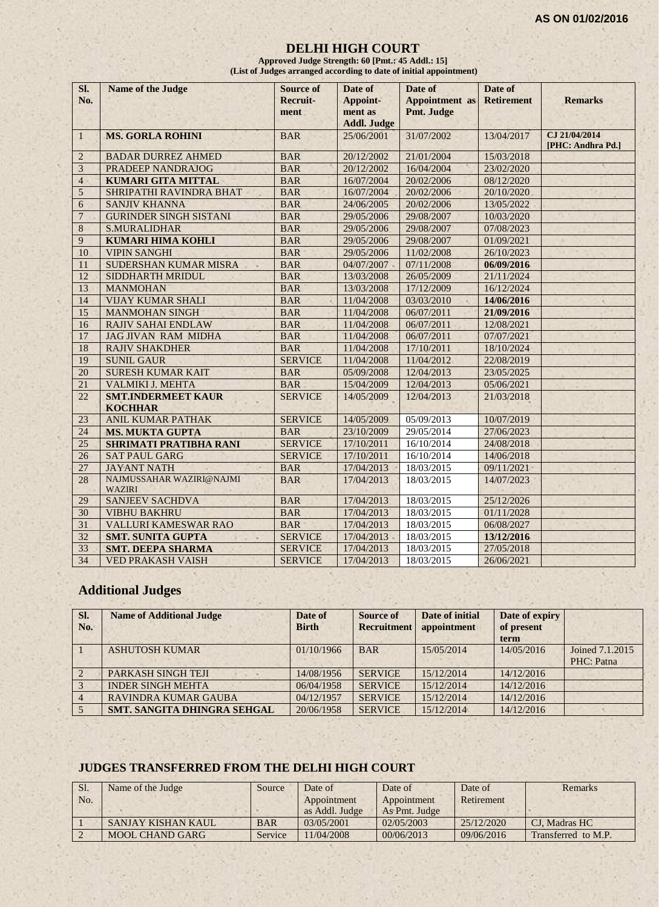AS ON 01/02/2016

# DELHI HIGH COURT

**Approved Judge Strength: 60 [Pmt.: 45 Addl.: 15]**
**(List of Judges arranged according to date of initial appointment)**

| Sl. No. | Name of the Judge | Source of Recruit-ment | Date of Appoint-ment as Addl. Judge | Date of Appointment as Pmt. Judge | Date of Retirement | Remarks |
|---|---|---|---|---|---|---|
| 1 | **MS. GORLA ROHINI** | BAR | 25/06/2001 | 31/07/2002 | 13/04/2017 | **CJ 21/04/2014 [PHC: Andhra Pd.]** |
| 2 | BADAR DURREZ AHMED | BAR | 20/12/2002 | 21/01/2004 | 15/03/2018 | |
| 3 | PRADEEP NANDRAJOG | BAR | 20/12/2002 | 16/04/2004 | 23/02/2020 | |
| 4 | **KUMARI GITA MITTAL** | BAR | 16/07/2004 | 20/02/2006 | 08/12/2020 | |
| 5 | SHRIPATHI RAVINDRA BHAT | BAR | 16/07/2004 | 20/02/2006 | 20/10/2020 | |
| 6 | SANJIV KHANNA | BAR | 24/06/2005 | 20/02/2006 | 13/05/2022 | |
| 7 | GURINDER SINGH SISTANI | BAR | 29/05/2006 | 29/08/2007 | 10/03/2020 | |
| 8 | S.MURALIDHAR | BAR | 29/05/2006 | 29/08/2007 | 07/08/2023 | |
| 9 | **KUMARI HIMA KOHLI** | BAR | 29/05/2006 | 29/08/2007 | 01/09/2021 | |
| 10 | VIPIN SANGHI | BAR | 29/05/2006 | 11/02/2008 | 26/10/2023 | |
| 11 | SUDERSHAN KUMAR MISRA | BAR | 04/07/2007 | 07/11/2008 | **06/09/2016** | |
| 12 | SIDDHARTH MRIDUL | BAR | 13/03/2008 | 26/05/2009 | 21/11/2024 | |
| 13 | MANMOHAN | BAR | 13/03/2008 | 17/12/2009 | 16/12/2024 | |
| 14 | VIJAY KUMAR SHALI | BAR | 11/04/2008 | 03/03/2010 | **14/06/2016** | |
| 15 | MANMOHAN SINGH | BAR | 11/04/2008 | 06/07/2011 | **21/09/2016** | |
| 16 | RAJIV SAHAI ENDLAW | BAR | 11/04/2008 | 06/07/2011 | 12/08/2021 | |
| 17 | JAG JIVAN RAM MIDHA | BAR | 11/04/2008 | 06/07/2011 | 07/07/2021 | |
| 18 | RAJIV SHAKDHER | BAR | 11/04/2008 | 17/10/2011 | 18/10/2024 | |
| 19 | SUNIL GAUR | SERVICE | 11/04/2008 | 11/04/2012 | 22/08/2019 | |
| 20 | SURESH KUMAR KAIT | BAR | 05/09/2008 | 12/04/2013 | 23/05/2025 | |
| 21 | VALMIKI J. MEHTA | BAR | 15/04/2009 | 12/04/2013 | 05/06/2021 | |
| 22 | **SMT.INDERMEET KAUR KOCHHAR** | SERVICE | 14/05/2009 | 12/04/2013 | 21/03/2018 | |
| 23 | ANIL KUMAR PATHAK | SERVICE | 14/05/2009 | 05/09/2013 | 10/07/2019 | |
| 24 | **MS. MUKTA GUPTA** | BAR | 23/10/2009 | 29/05/2014 | 27/06/2023 | |
| 25 | **SHRIMATI PRATIBHA RANI** | SERVICE | 17/10/2011 | 16/10/2014 | 24/08/2018 | |
| 26 | SAT PAUL GARG | SERVICE | 17/10/2011 | 16/10/2014 | 14/06/2018 | |
| 27 | JAYANT NATH | BAR | 17/04/2013 | 18/03/2015 | 09/11/2021 | |
| 28 | NAJMUSSAHAR WAZIRI@NAJMI WAZIRI | BAR | 17/04/2013 | 18/03/2015 | 14/07/2023 | |
| 29 | SANJEEV SACHDVA | BAR | 17/04/2013 | 18/03/2015 | 25/12/2026 | |
| 30 | VIBHU BAKHRU | BAR | 17/04/2013 | 18/03/2015 | 01/11/2028 | |
| 31 | VALLURI KAMESWAR RAO | BAR | 17/04/2013 | 18/03/2015 | 06/08/2027 | |
| 32 | **SMT. SUNITA GUPTA** | SERVICE | 17/04/2013 | 18/03/2015 | **13/12/2016** | |
| 33 | **SMT. DEEPA SHARMA** | SERVICE | 17/04/2013 | 18/03/2015 | 27/05/2018 | |
| 34 | VED PRAKASH VAISH | SERVICE | 17/04/2013 | 18/03/2015 | 26/06/2021 | |

## Additional Judges

| Sl. No. | Name of Additional Judge | Date of Birth | Source of Recruitment | Date of initial appointment | Date of expiry of present term | |
|---|---|---|---|---|---|---|
| 1 | ASHUTOSH KUMAR | 01/10/1966 | BAR | 15/05/2014 | 14/05/2016 | Joined 7.1.2015 PHC: Patna |
| 2 | PARKASH SINGH TEJI | 14/08/1956 | SERVICE | 15/12/2014 | 14/12/2016 | |
| 3 | INDER SINGH MEHTA | 06/04/1958 | SERVICE | 15/12/2014 | 14/12/2016 | |
| 4 | RAVINDRA KUMAR GAUBA | 04/12/1957 | SERVICE | 15/12/2014 | 14/12/2016 | |
| 5 | **SMT. SANGITA DHINGRA SEHGAL** | 20/06/1958 | SERVICE | 15/12/2014 | 14/12/2016 | |

## JUDGES TRANSFERRED FROM THE DELHI HIGH COURT

| Sl. No. | Name of the Judge | Source | Date of Appointment as Addl. Judge | Date of Appointment As Pmt. Judge | Date of Retirement | Remarks |
|---|---|---|---|---|---|---|
| 1 | SANJAY KISHAN KAUL | BAR | 03/05/2001 | 02/05/2003 | 25/12/2020 | CJ, Madras HC |
| 2 | MOOL CHAND GARG | Service | 11/04/2008 | 00/06/2013 | 09/06/2016 | Transferred to M.P. |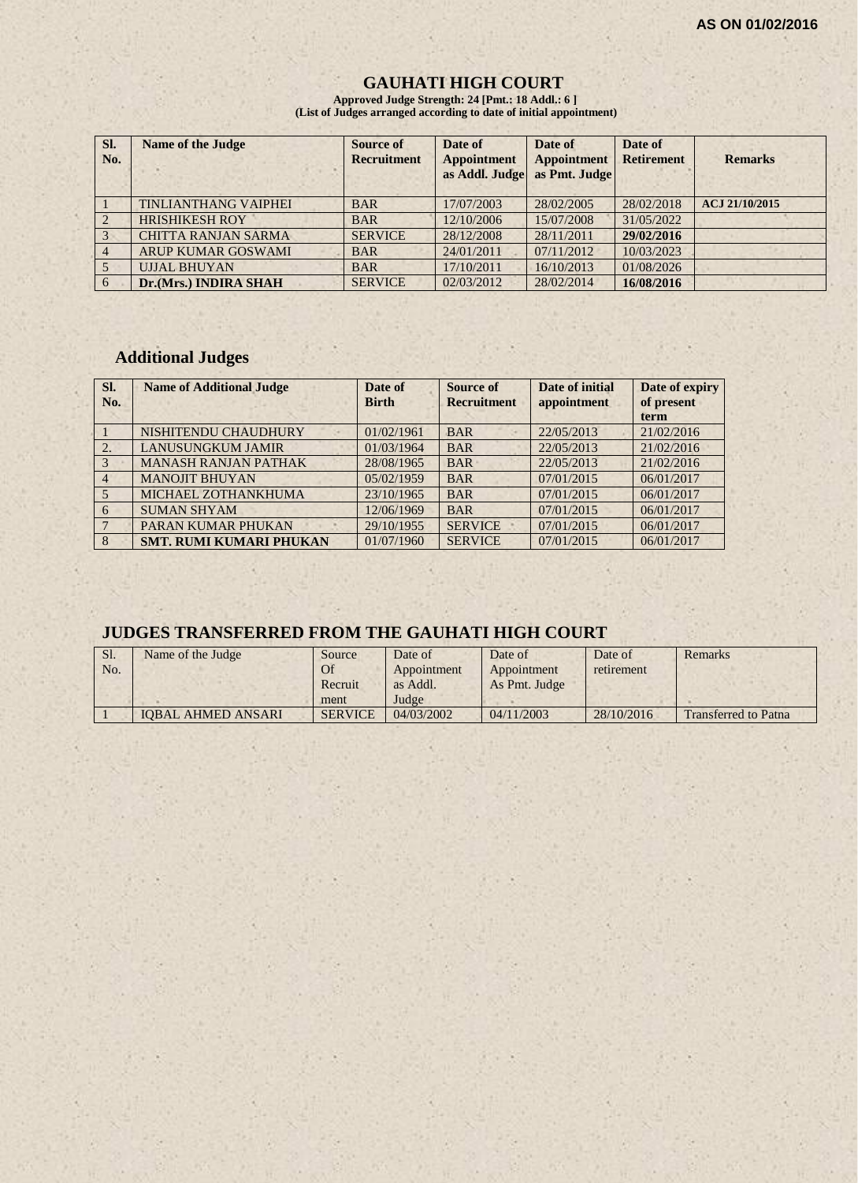**AS ON 01/02/2016**

# GAUHATI HIGH COURT

**Approved Judge Strength: 24 [Pmt.: 18 Addl.: 6 ]**
**(List of Judges arranged according to date of initial appointment)**

| Sl. No. | Name of the Judge | Source of Recruitment | Date of Appointment as Addl. Judge | Date of Appointment as Pmt. Judge | Date of Retirement | Remarks |
|---|---|---|---|---|---|---|
| 1 | TINLIANTHANG VAIPHEI | BAR | 17/07/2003 | 28/02/2005 | 28/02/2018 | **ACJ 21/10/2015** |
| 2 | HRISHIKESH ROY | BAR | 12/10/2006 | 15/07/2008 | 31/05/2022 | |
| 3 | CHITTA RANJAN SARMA | SERVICE | 28/12/2008 | 28/11/2011 | **29/02/2016** | |
| 4 | ARUP KUMAR GOSWAMI | BAR | 24/01/2011 | 07/11/2012 | 10/03/2023 | |
| 5 | UJJAL BHUYAN | BAR | 17/10/2011 | 16/10/2013 | 01/08/2026 | |
| 6 | **Dr.(Mrs.) INDIRA SHAH** | SERVICE | 02/03/2012 | 28/02/2014 | **16/08/2016** | |

## Additional Judges

| Sl. No. | Name of Additional Judge | Date of Birth | Source of Recruitment | Date of initial appointment | Date of expiry of present term |
|---|---|---|---|---|---|
| 1 | NISHITENDU CHAUDHURY | 01/02/1961 | BAR | 22/05/2013 | 21/02/2016 |
| 2. | LANUSUNGKUM JAMIR | 01/03/1964 | BAR | 22/05/2013 | 21/02/2016 |
| 3 | MANASH RANJAN PATHAK | 28/08/1965 | BAR | 22/05/2013 | 21/02/2016 |
| 4 | MANOJIT BHUYAN | 05/02/1959 | BAR | 07/01/2015 | 06/01/2017 |
| 5 | MICHAEL ZOTHANKHUMA | 23/10/1965 | BAR | 07/01/2015 | 06/01/2017 |
| 6 | SUMAN SHYAM | 12/06/1969 | BAR | 07/01/2015 | 06/01/2017 |
| 7 | PARAN KUMAR PHUKAN | 29/10/1955 | SERVICE | 07/01/2015 | 06/01/2017 |
| 8 | **SMT. RUMI KUMARI PHUKAN** | 01/07/1960 | SERVICE | 07/01/2015 | 06/01/2017 |

## JUDGES TRANSFERRED FROM THE GAUHATI HIGH COURT

| Sl. No. | Name of the Judge | Source Of Recruitment | Date of Appointment as Addl. Judge | Date of Appointment As Pmt. Judge | Date of retirement | Remarks |
|---|---|---|---|---|---|---|
| 1 | IQBAL AHMED ANSARI | SERVICE | 04/03/2002 | 04/11/2003 | 28/10/2016 | Transferred to Patna |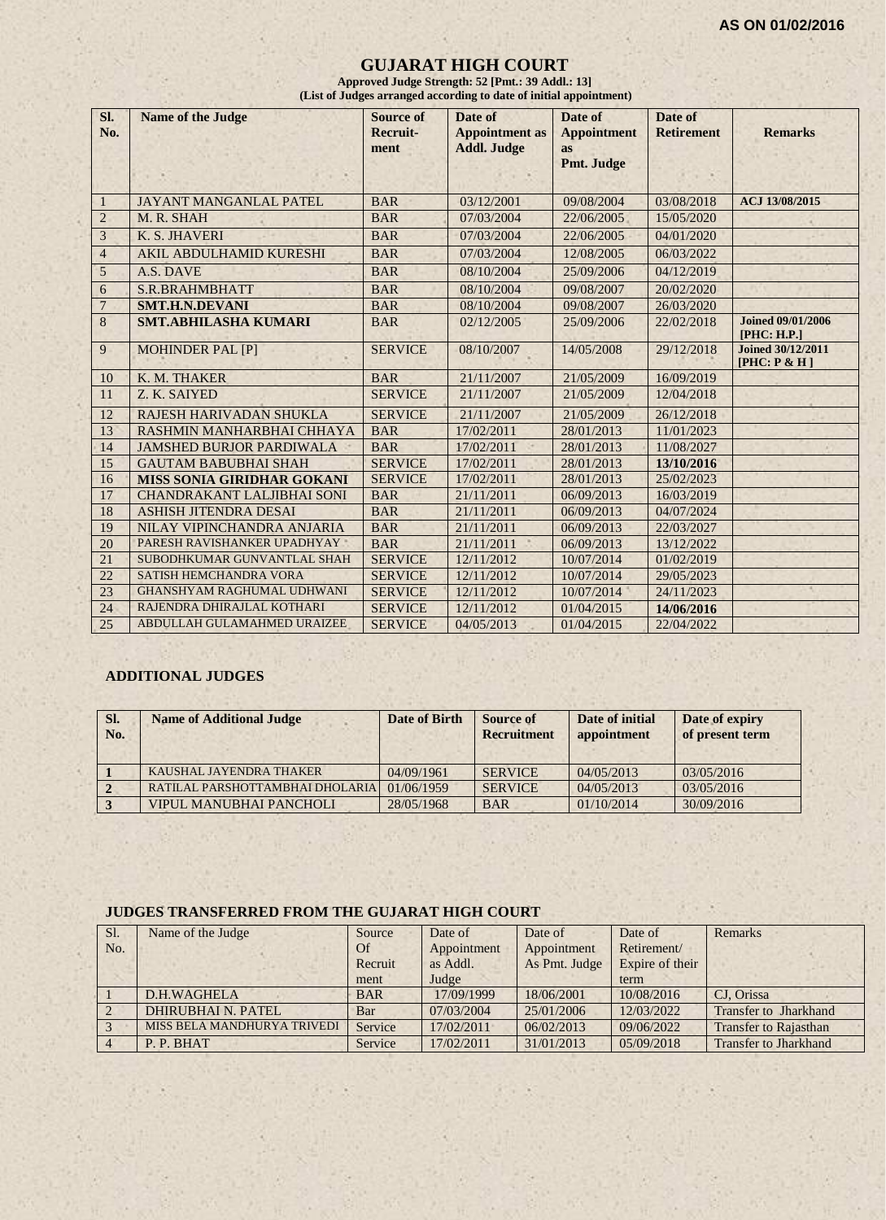**AS ON 01/02/2016**

# GUJARAT HIGH COURT

**Approved Judge Strength: 52 [Pmt.: 39 Addl.: 13]**
**(List of Judges arranged according to date of initial appointment)**

| Sl. No. | Name of the Judge | Source of Recruit-ment | Date of Appointment as Addl. Judge | Date of Appointment as Pmt. Judge | Date of Retirement | Remarks |
|---|---|---|---|---|---|---|
| 1 | JAYANT MANGANLAL PATEL | BAR | 03/12/2001 | 09/08/2004 | 03/08/2018 | **ACJ 13/08/2015** |
| 2 | M. R. SHAH | BAR | 07/03/2004 | 22/06/2005 | 15/05/2020 | |
| 3 | K. S. JHAVERI | BAR | 07/03/2004 | 22/06/2005 | 04/01/2020 | |
| 4 | AKIL ABDULHAMID KURESHI | BAR | 07/03/2004 | 12/08/2005 | 06/03/2022 | |
| 5 | A.S. DAVE | BAR | 08/10/2004 | 25/09/2006 | 04/12/2019 | |
| 6 | S.R.BRAHMBHATT | BAR | 08/10/2004 | 09/08/2007 | 20/02/2020 | |
| 7 | **SMT.H.N.DEVANI** | BAR | 08/10/2004 | 09/08/2007 | 26/03/2020 | |
| 8 | **SMT.ABHILASHA KUMARI** | BAR | 02/12/2005 | 25/09/2006 | 22/02/2018 | **Joined 09/01/2006 [PHC: H.P.]** |
| 9 | MOHINDER PAL [P] | SERVICE | 08/10/2007 | 14/05/2008 | 29/12/2018 | **Joined 30/12/2011 [PHC: P & H ]** |
| 10 | K. M. THAKER | BAR | 21/11/2007 | 21/05/2009 | 16/09/2019 | |
| 11 | Z. K. SAIYED | SERVICE | 21/11/2007 | 21/05/2009 | 12/04/2018 | |
| 12 | RAJESH HARIVADAN SHUKLA | SERVICE | 21/11/2007 | 21/05/2009 | 26/12/2018 | |
| 13 | RASHMIN MANHARBHAI CHHAYA | BAR | 17/02/2011 | 28/01/2013 | 11/01/2023 | |
| 14 | JAMSHED BURJOR PARDIWALA | BAR | 17/02/2011 | 28/01/2013 | 11/08/2027 | |
| 15 | GAUTAM BABUBHAI SHAH | SERVICE | 17/02/2011 | 28/01/2013 | **13/10/2016** | |
| 16 | **MISS SONIA GIRIDHAR GOKANI** | SERVICE | 17/02/2011 | 28/01/2013 | 25/02/2023 | |
| 17 | CHANDRAKANT LALJIBHAI SONI | BAR | 21/11/2011 | 06/09/2013 | 16/03/2019 | |
| 18 | ASHISH JITENDRA DESAI | BAR | 21/11/2011 | 06/09/2013 | 04/07/2024 | |
| 19 | NILAY VIPINCHANDRA ANJARIA | BAR | 21/11/2011 | 06/09/2013 | 22/03/2027 | |
| 20 | PARESH RAVISHANKER UPADHYAY | BAR | 21/11/2011 | 06/09/2013 | 13/12/2022 | |
| 21 | SUBODHKUMAR GUNVANTLAL SHAH | SERVICE | 12/11/2012 | 10/07/2014 | 01/02/2019 | |
| 22 | SATISH HEMCHANDRA VORA | SERVICE | 12/11/2012 | 10/07/2014 | 29/05/2023 | |
| 23 | GHANSHYAM RAGHUMAL UDHWANI | SERVICE | 12/11/2012 | 10/07/2014 | 24/11/2023 | |
| 24 | RAJENDRA DHIRAJLAL KOTHARI | SERVICE | 12/11/2012 | 01/04/2015 | **14/06/2016** | |
| 25 | ABDULLAH GULAMAHMED URAIZEE | SERVICE | 04/05/2013 | 01/04/2015 | 22/04/2022 | |

## ADDITIONAL JUDGES

| Sl. No. | Name of Additional Judge | Date of Birth | Source of Recruitment | Date of initial appointment | Date of expiry of present term |
|---|---|---|---|---|---|
| **1** | KAUSHAL JAYENDRA THAKER | 04/09/1961 | SERVICE | 04/05/2013 | 03/05/2016 |
| **2** | RATILAL PARSHOTTAMBHAI DHOLARIA | 01/06/1959 | SERVICE | 04/05/2013 | 03/05/2016 |
| **3** | VIPUL MANUBHAI PANCHOLI | 28/05/1968 | BAR | 01/10/2014 | 30/09/2016 |

## JUDGES TRANSFERRED FROM THE GUJARAT HIGH COURT

| Sl. No. | Name of the Judge | Source Of Recruit ment | Date of Appointment as Addl. Judge | Date of Appointment As Pmt. Judge | Date of Retirement/ Expire of their term | Remarks |
|---|---|---|---|---|---|---|
| 1 | D.H.WAGHELA | BAR | 17/09/1999 | 18/06/2001 | 10/08/2016 | CJ, Orissa |
| 2 | DHIRUBHAI N. PATEL | Bar | 07/03/2004 | 25/01/2006 | 12/03/2022 | Transfer to Jharkhand |
| 3 | MISS BELA MANDHURYA TRIVEDI | Service | 17/02/2011 | 06/02/2013 | 09/06/2022 | Transfer to Rajasthan |
| 4 | P. P. BHAT | Service | 17/02/2011 | 31/01/2013 | 05/09/2018 | Transfer to Jharkhand |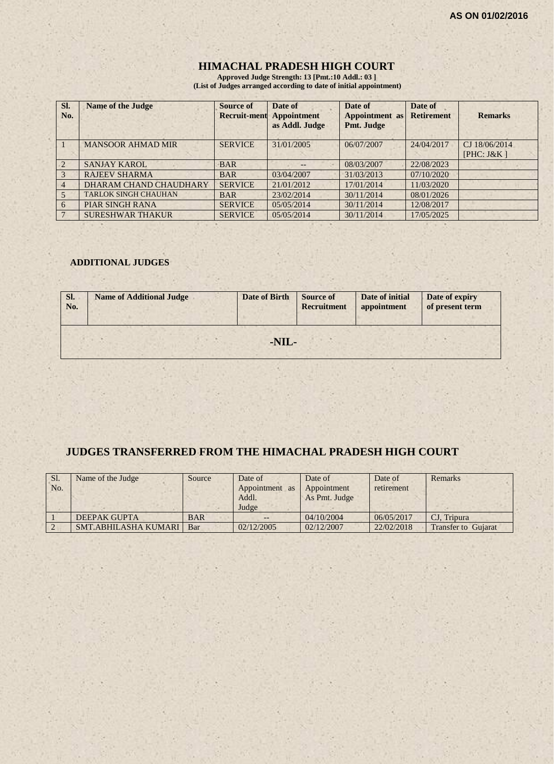**AS ON 01/02/2016**

# HIMACHAL PRADESH HIGH COURT

**Approved Judge Strength: 13 [Pmt.:10 Addl.: 03 ]**
**(List of Judges arranged according to date of initial appointment)**

| Sl. No. | Name of the Judge | Source of Recruit-ment | Date of Appointment as Addl. Judge | Date of Appointment as Pmt. Judge | Date of Retirement | Remarks |
|---|---|---|---|---|---|---|
| 1 | MANSOOR AHMAD MIR | SERVICE | 31/01/2005 | 06/07/2007 | 24/04/2017 | CJ 18/06/2014 [PHC: J&K ] |
| 2 | SANJAY KAROL | BAR | -- | 08/03/2007 | 22/08/2023 | |
| 3 | RAJEEV SHARMA | BAR | 03/04/2007 | 31/03/2013 | 07/10/2020 | |
| 4 | DHARAM CHAND CHAUDHARY | SERVICE | 21/01/2012 | 17/01/2014 | 11/03/2020 | |
| 5 | TARLOK SINGH CHAUHAN | BAR | 23/02/2014 | 30/11/2014 | 08/01/2026 | |
| 6 | PIAR SINGH RANA | SERVICE | 05/05/2014 | 30/11/2014 | 12/08/2017 | |
| 7 | SURESHWAR THAKUR | SERVICE | 05/05/2014 | 30/11/2014 | 17/05/2025 | |

## ADDITIONAL JUDGES

| Sl. No. | Name of Additional Judge | Date of Birth | Source of Recruitment | Date of initial appointment | Date of expiry of present term |
|---|---|---|---|---|---|
| | | -NIL- | | | |

## JUDGES TRANSFERRED FROM THE HIMACHAL PRADESH HIGH COURT

| Sl. No. | Name of the Judge | Source | Date of Appointment as Addl. Judge | Date of Appointment As Pmt. Judge | Date of retirement | Remarks |
|---|---|---|---|---|---|---|
| 1 | DEEPAK GUPTA | BAR | -- | 04/10/2004 | 06/05/2017 | CJ, Tripura |
| 2 | SMT.ABHILASHA KUMARI | Bar | 02/12/2005 | 02/12/2007 | 22/02/2018 | Transfer to Gujarat |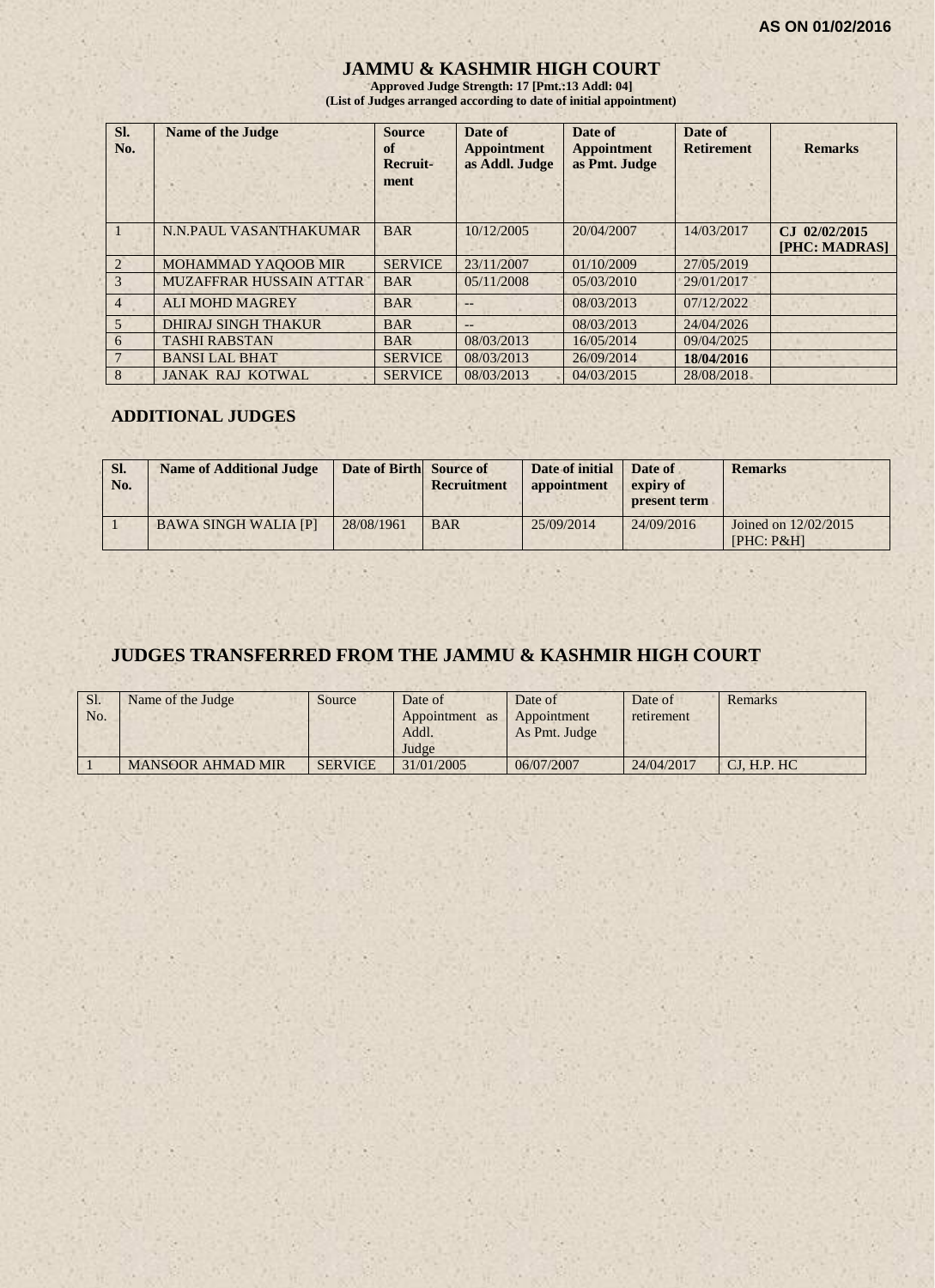**AS ON 01/02/2016**

# JAMMU & KASHMIR HIGH COURT

**Approved Judge Strength: 17 [Pmt.:13 Addl: 04]**
**(List of Judges arranged according to date of initial appointment)**

| Sl. No. | Name of the Judge | Source of Recruit-ment | Date of Appointment as Addl. Judge | Date of Appointment as Pmt. Judge | Date of Retirement | Remarks |
|---|---|---|---|---|---|---|
| 1 | N.N.PAUL VASANTHAKUMAR | BAR | 10/12/2005 | 20/04/2007 | 14/03/2017 | **CJ 02/02/2015 [PHC: MADRAS]** |
| 2 | MOHAMMAD YAQOOB MIR | SERVICE | 23/11/2007 | 01/10/2009 | 27/05/2019 | |
| 3 | MUZAFFRAR HUSSAIN ATTAR | BAR | 05/11/2008 | 05/03/2010 | 29/01/2017 | |
| 4 | ALI MOHD MAGREY | BAR | -- | 08/03/2013 | 07/12/2022 | |
| 5 | DHIRAJ SINGH THAKUR | BAR | -- | 08/03/2013 | 24/04/2026 | |
| 6 | TASHI RABSTAN | BAR | 08/03/2013 | 16/05/2014 | 09/04/2025 | |
| 7 | BANSI LAL BHAT | SERVICE | 08/03/2013 | 26/09/2014 | **18/04/2016** | |
| 8 | JANAK RAJ KOTWAL | SERVICE | 08/03/2013 | 04/03/2015 | 28/08/2018 | |

## ADDITIONAL JUDGES

| Sl. No. | Name of Additional Judge | Date of Birth | Source of Recruitment | Date of initial appointment | Date of expiry of present term | Remarks |
|---|---|---|---|---|---|---|
| 1 | BAWA SINGH WALIA [P] | 28/08/1961 | BAR | 25/09/2014 | 24/09/2016 | Joined on 12/02/2015 [PHC: P&H] |

## JUDGES TRANSFERRED FROM THE JAMMU & KASHMIR HIGH COURT

| Sl. No. | Name of the Judge | Source | Date of Appointment as Addl. Judge | Date of Appointment As Pmt. Judge | Date of retirement | Remarks |
|---|---|---|---|---|---|---|
| 1 | MANSOOR AHMAD MIR | SERVICE | 31/01/2005 | 06/07/2007 | 24/04/2017 | CJ, H.P. HC |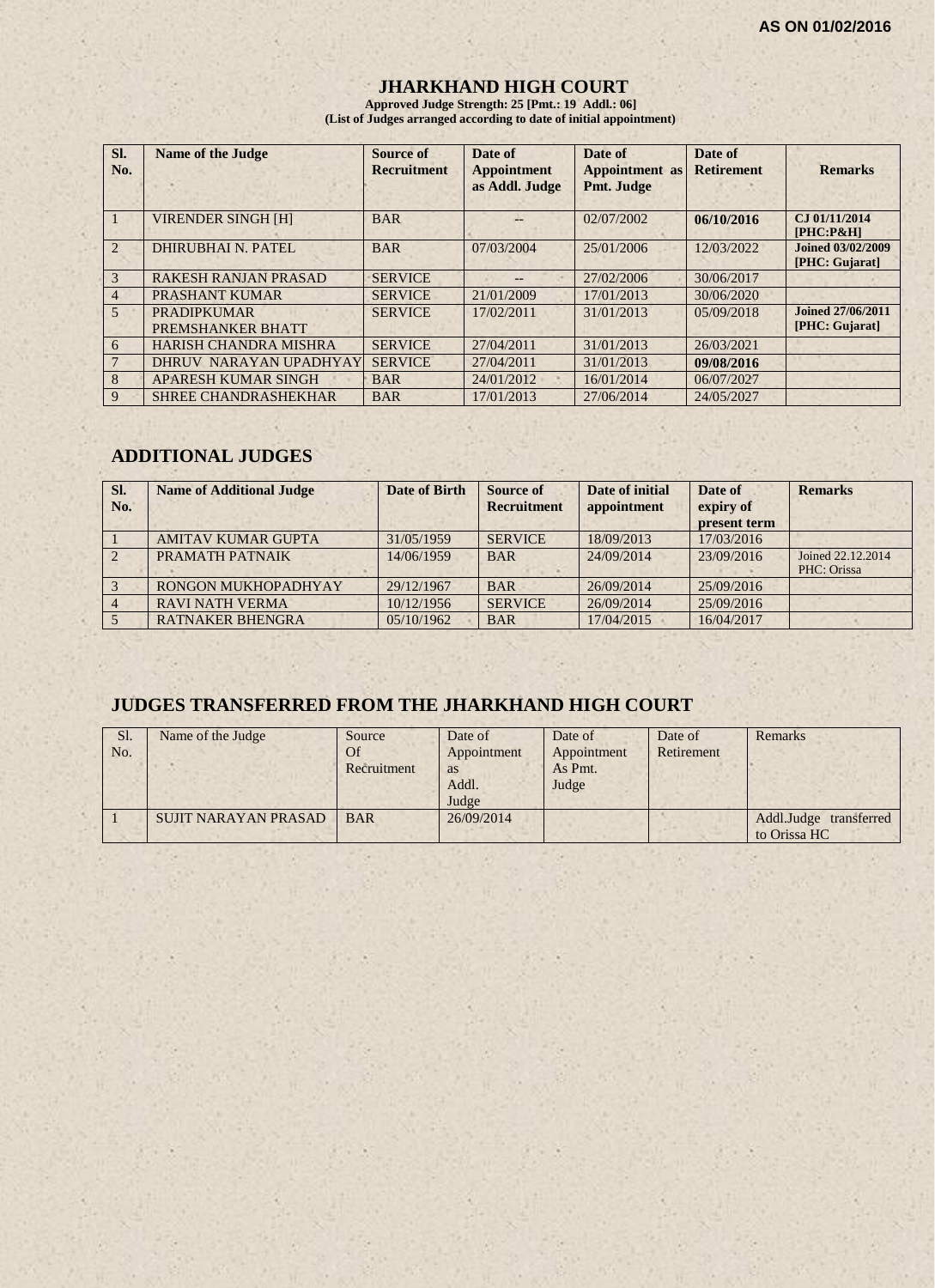**AS ON 01/02/2016**

# JHARKHAND HIGH COURT

**Approved Judge Strength: 25 [Pmt.: 19 Addl.: 06]**
**(List of Judges arranged according to date of initial appointment)**

| Sl. No. | Name of the Judge | Source of Recruitment | Date of Appointment as Addl. Judge | Date of Appointment as Pmt. Judge | Date of Retirement | Remarks |
|---|---|---|---|---|---|---|
| 1 | VIRENDER SINGH [H] | BAR | -- | 02/07/2002 | **06/10/2016** | **CJ 01/11/2014 [PHC:P&H]** |
| 2 | DHIRUBHAI N. PATEL | BAR | 07/03/2004 | 25/01/2006 | 12/03/2022 | **Joined 03/02/2009 [PHC: Gujarat]** |
| 3 | RAKESH RANJAN PRASAD | SERVICE | -- | 27/02/2006 | 30/06/2017 | |
| 4 | PRASHANT KUMAR | SERVICE | 21/01/2009 | 17/01/2013 | 30/06/2020 | |
| 5 | PRADIPKUMAR PREMSHANKER BHATT | SERVICE | 17/02/2011 | 31/01/2013 | 05/09/2018 | **Joined 27/06/2011 [PHC: Gujarat]** |
| 6 | HARISH CHANDRA MISHRA | SERVICE | 27/04/2011 | 31/01/2013 | 26/03/2021 | |
| 7 | DHRUV NARAYAN UPADHYAY | SERVICE | 27/04/2011 | 31/01/2013 | **09/08/2016** | |
| 8 | APARESH KUMAR SINGH | BAR | 24/01/2012 | 16/01/2014 | 06/07/2027 | |
| 9 | SHREE CHANDRASHEKHAR | BAR | 17/01/2013 | 27/06/2014 | 24/05/2027 | |

## ADDITIONAL JUDGES

| Sl. No. | Name of Additional Judge | Date of Birth | Source of Recruitment | Date of initial appointment | Date of expiry of present term | Remarks |
|---|---|---|---|---|---|---|
| 1 | AMITAV KUMAR GUPTA | 31/05/1959 | SERVICE | 18/09/2013 | 17/03/2016 | |
| 2 | PRAMATH PATNAIK | 14/06/1959 | BAR | 24/09/2014 | 23/09/2016 | Joined 22.12.2014 PHC: Orissa |
| 3 | RONGON MUKHOPADHYAY | 29/12/1967 | BAR | 26/09/2014 | 25/09/2016 | |
| 4 | RAVI NATH VERMA | 10/12/1956 | SERVICE | 26/09/2014 | 25/09/2016 | |
| 5 | RATNAKER BHENGRA | 05/10/1962 | BAR | 17/04/2015 | 16/04/2017 | |

## JUDGES TRANSFERRED FROM THE JHARKHAND HIGH COURT

| Sl. No. | Name of the Judge | Source Of Recruitment | Date of Appointment as Addl. Judge | Date of Appointment As Pmt. Judge | Date of Retirement | Remarks |
|---|---|---|---|---|---|---|
| 1 | SUJIT NARAYAN PRASAD | BAR | 26/09/2014 | | | Addl.Judge transferred to Orissa HC |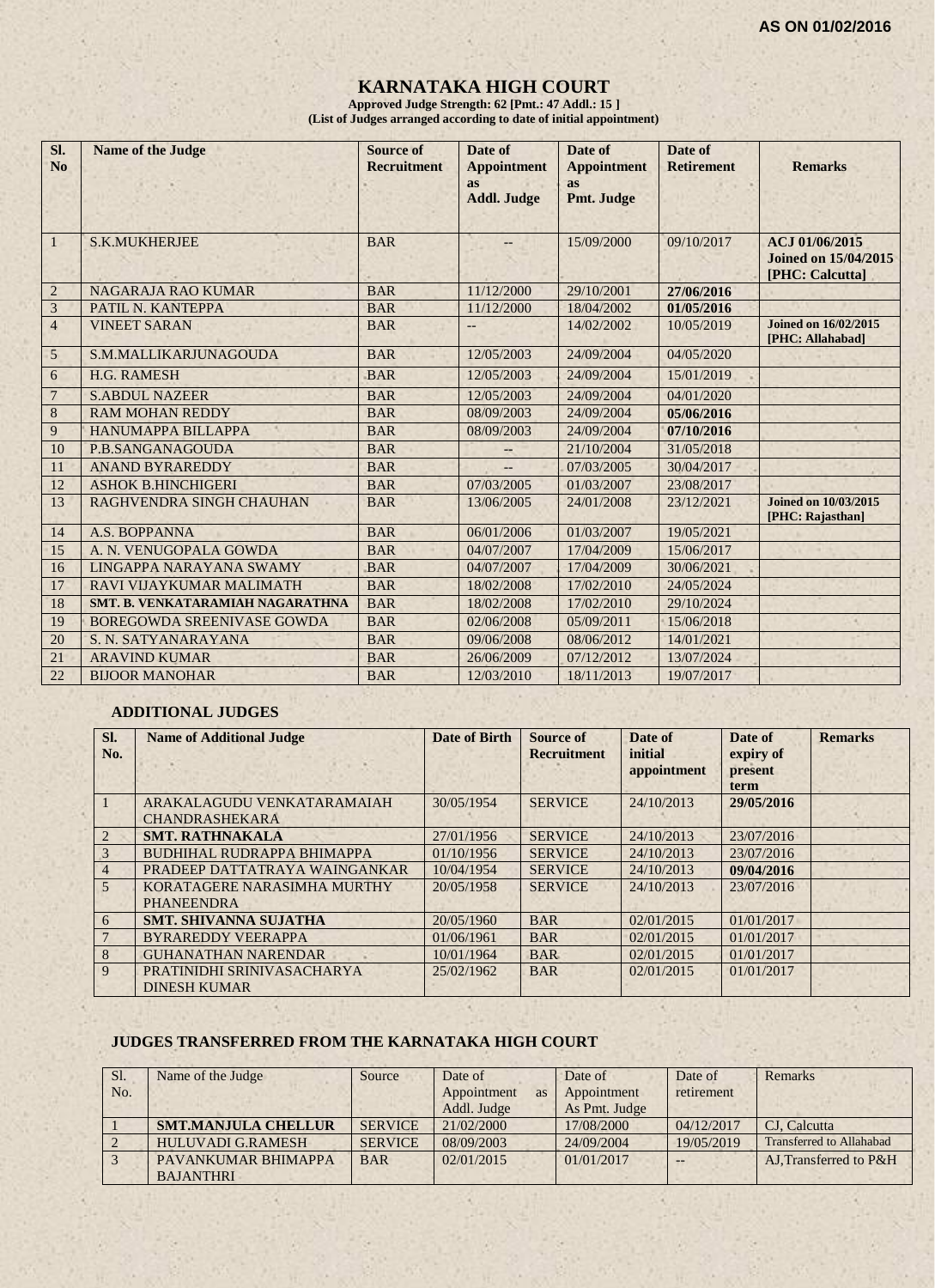**AS ON 01/02/2016**

# KARNATAKA HIGH COURT

**Approved Judge Strength: 62 [Pmt.: 47 Addl.: 15 ]**
**(List of Judges arranged according to date of initial appointment)**

| Sl. No | Name of the Judge | Source of Recruitment | Date of Appointment as Addl. Judge | Date of Appointment as Pmt. Judge | Date of Retirement | Remarks |
|---|---|---|---|---|---|---|
| 1 | S.K.MUKHERJEE | BAR | -- | 15/09/2000 | 09/10/2017 | ACJ 01/06/2015 **Joined on 15/04/2015 [PHC: Calcutta]** |
| 2 | NAGARAJA RAO KUMAR | BAR | 11/12/2000 | 29/10/2001 | **27/06/2016** | |
| 3 | PATIL N. KANTEPPA | BAR | 11/12/2000 | 18/04/2002 | **01/05/2016** | |
| 4 | VINEET SARAN | BAR | -- | 14/02/2002 | 10/05/2019 | **Joined on 16/02/2015 [PHC: Allahabad]** |
| 5 | S.M.MALLIKARJUNAGOUDA | BAR | 12/05/2003 | 24/09/2004 | 04/05/2020 | |
| 6 | H.G. RAMESH | BAR | 12/05/2003 | 24/09/2004 | 15/01/2019 | |
| 7 | S.ABDUL NAZEER | BAR | 12/05/2003 | 24/09/2004 | 04/01/2020 | |
| 8 | RAM MOHAN REDDY | BAR | 08/09/2003 | 24/09/2004 | **05/06/2016** | |
| 9 | HANUMAPPA BILLAPPA | BAR | 08/09/2003 | 24/09/2004 | **07/10/2016** | |
| 10 | P.B.SANGANAGOUDA | BAR | -- | 21/10/2004 | 31/05/2018 | |
| 11 | ANAND BYRAREDDY | BAR | -- | 07/03/2005 | 30/04/2017 | |
| 12 | ASHOK B.HINCHIGERI | BAR | 07/03/2005 | 01/03/2007 | 23/08/2017 | |
| 13 | RAGHVENDRA SINGH CHAUHAN | BAR | 13/06/2005 | 24/01/2008 | 23/12/2021 | **Joined on 10/03/2015 [PHC: Rajasthan]** |
| 14 | A.S. BOPPANNA | BAR | 06/01/2006 | 01/03/2007 | 19/05/2021 | |
| 15 | A. N. VENUGOPALA GOWDA | BAR | 04/07/2007 | 17/04/2009 | 15/06/2017 | |
| 16 | LINGAPPA NARAYANA SWAMY | BAR | 04/07/2007 | 17/04/2009 | 30/06/2021 | |
| 17 | RAVI VIJAYKUMAR MALIMATH | BAR | 18/02/2008 | 17/02/2010 | 24/05/2024 | |
| 18 | **SMT. B. VENKATARAMIAH NAGARATHNA** | BAR | 18/02/2008 | 17/02/2010 | 29/10/2024 | |
| 19 | BOREGOWDA SREENIVASE GOWDA | BAR | 02/06/2008 | 05/09/2011 | 15/06/2018 | |
| 20 | S. N. SATYANARAYANA | BAR | 09/06/2008 | 08/06/2012 | 14/01/2021 | |
| 21 | ARAVIND KUMAR | BAR | 26/06/2009 | 07/12/2012 | 13/07/2024 | |
| 22 | BIJOOR MANOHAR | BAR | 12/03/2010 | 18/11/2013 | 19/07/2017 | |

## ADDITIONAL JUDGES

| Sl. No. | Name of Additional Judge | Date of Birth | Source of Recruitment | Date of initial appointment | Date of expiry of present term | Remarks |
|---|---|---|---|---|---|---|
| 1 | ARAKALAGUDU VENKATARAMAIAH CHANDRASHEKARA | 30/05/1954 | SERVICE | 24/10/2013 | **29/05/2016** | |
| 2 | **SMT. RATHNAKALA** | 27/01/1956 | SERVICE | 24/10/2013 | 23/07/2016 | |
| 3 | BUDHIHAL RUDRAPPA BHIMAPPA | 01/10/1956 | SERVICE | 24/10/2013 | 23/07/2016 | |
| 4 | PRADEEP DATTATRAYA WAINGANKAR | 10/04/1954 | SERVICE | 24/10/2013 | **09/04/2016** | |
| 5 | KORATAGERE NARASIMHA MURTHY PHANEENDRA | 20/05/1958 | SERVICE | 24/10/2013 | 23/07/2016 | |
| 6 | **SMT. SHIVANNA SUJATHA** | 20/05/1960 | BAR | 02/01/2015 | 01/01/2017 | |
| 7 | BYRAREDDY VEERAPPA | 01/06/1961 | BAR | 02/01/2015 | 01/01/2017 | |
| 8 | GUHANATHAN NARENDAR | 10/01/1964 | BAR | 02/01/2015 | 01/01/2017 | |
| 9 | PRATINIDHI SRINIVASACHARYA DINESH KUMAR | 25/02/1962 | BAR | 02/01/2015 | 01/01/2017 | |

## JUDGES TRANSFERRED FROM THE KARNATAKA HIGH COURT

| Sl. No. | Name of the Judge | Source | Date of Appointment as Addl. Judge | Date of Appointment As Pmt. Judge | Date of retirement | Remarks |
|---|---|---|---|---|---|---|
| 1 | **SMT.MANJULA CHELLUR** | SERVICE | 21/02/2000 | 17/08/2000 | 04/12/2017 | CJ, Calcutta |
| 2 | HULUVADI G.RAMESH | SERVICE | 08/09/2003 | 24/09/2004 | 19/05/2019 | Transferred to Allahabad |
| 3 | PAVANKUMAR BHIMAPPA BAJANTHRI | BAR | 02/01/2015 | 01/01/2017 | -- | AJ,Transferred to P&H |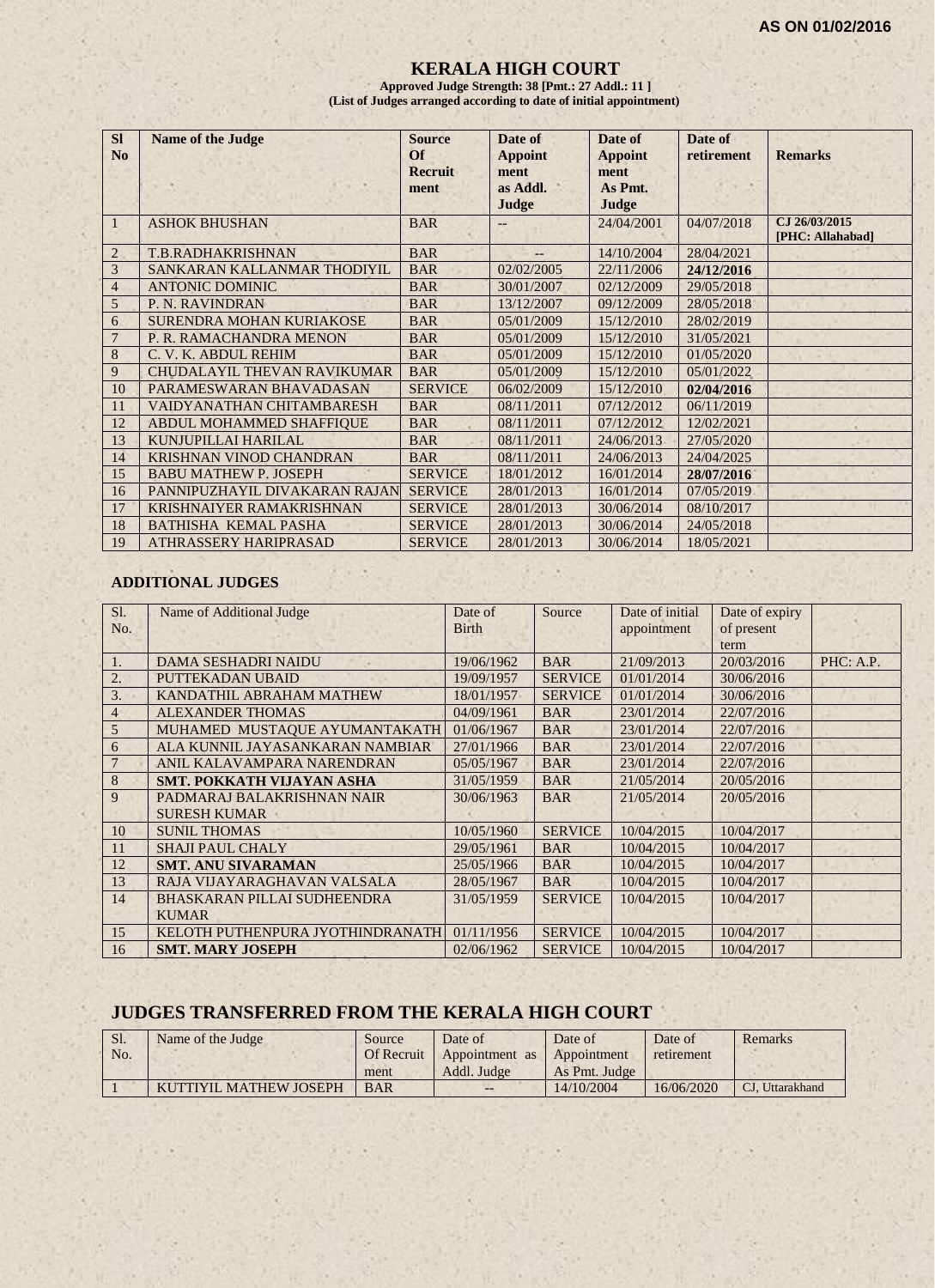**AS ON 01/02/2016**

# KERALA HIGH COURT

**Approved Judge Strength: 38 [Pmt.: 27 Addl.: 11 ]**
**(List of Judges arranged according to date of initial appointment)**

| Sl No | Name of the Judge | Source Of Recruitment | Date of Appointment as Addl. Judge | Date of Appointment As Pmt. Judge | Date of retirement | Remarks |
|---|---|---|---|---|---|---|
| 1 | ASHOK BHUSHAN | BAR | -- | 24/04/2001 | 04/07/2018 | CJ 26/03/2015 [PHC: Allahabad] |
| 2 | T.B.RADHAKRISHNAN | BAR | -- | 14/10/2004 | 28/04/2021 | |
| 3 | SANKARAN KALLANMAR THODIYIL | BAR | 02/02/2005 | 22/11/2006 | **24/12/2016** | |
| 4 | ANTONIC DOMINIC | BAR | 30/01/2007 | 02/12/2009 | 29/05/2018 | |
| 5 | P. N. RAVINDRAN | BAR | 13/12/2007 | 09/12/2009 | 28/05/2018 | |
| 6 | SURENDRA MOHAN KURIAKOSE | BAR | 05/01/2009 | 15/12/2010 | 28/02/2019 | |
| 7 | P. R. RAMACHANDRA MENON | BAR | 05/01/2009 | 15/12/2010 | 31/05/2021 | |
| 8 | C. V. K. ABDUL REHIM | BAR | 05/01/2009 | 15/12/2010 | 01/05/2020 | |
| 9 | CHUDALAYIL THEVAN RAVIKUMAR | BAR | 05/01/2009 | 15/12/2010 | 05/01/2022 | |
| 10 | PARAMESWARAN BHAVADASAN | SERVICE | 06/02/2009 | 15/12/2010 | **02/04/2016** | |
| 11 | VAIDYANATHAN CHITAMBARESH | BAR | 08/11/2011 | 07/12/2012 | 06/11/2019 | |
| 12 | ABDUL MOHAMMED SHAFFIQUE | BAR | 08/11/2011 | 07/12/2012 | 12/02/2021 | |
| 13 | KUNJUPILLAI HARILAL | BAR | 08/11/2011 | 24/06/2013 | 27/05/2020 | |
| 14 | KRISHNAN VINOD CHANDRAN | BAR | 08/11/2011 | 24/06/2013 | 24/04/2025 | |
| 15 | BABU MATHEW P. JOSEPH | SERVICE | 18/01/2012 | 16/01/2014 | **28/07/2016** | |
| 16 | PANNIPUZHAYIL DIVAKARAN RAJAN | SERVICE | 28/01/2013 | 16/01/2014 | 07/05/2019 | |
| 17 | KRISHNAIYER RAMAKRISHNAN | SERVICE | 28/01/2013 | 30/06/2014 | 08/10/2017 | |
| 18 | BATHISHA KEMAL PASHA | SERVICE | 28/01/2013 | 30/06/2014 | 24/05/2018 | |
| 19 | ATHRASSERY HARIPRASAD | SERVICE | 28/01/2013 | 30/06/2014 | 18/05/2021 | |

## ADDITIONAL JUDGES

| Sl. No. | Name of Additional Judge | Date of Birth | Source | Date of initial appointment | Date of expiry of present term | |
|---|---|---|---|---|---|---|
| 1. | DAMA SESHADRI NAIDU | 19/06/1962 | BAR | 21/09/2013 | 20/03/2016 | PHC: A.P. |
| 2. | PUTTEKADAN UBAID | 19/09/1957 | SERVICE | 01/01/2014 | 30/06/2016 | |
| 3. | KANDATHIL ABRAHAM MATHEW | 18/01/1957 | SERVICE | 01/01/2014 | 30/06/2016 | |
| 4 | ALEXANDER THOMAS | 04/09/1961 | BAR | 23/01/2014 | 22/07/2016 | |
| 5 | MUHAMED MUSTAQUE AYUMANTAKATH | 01/06/1967 | BAR | 23/01/2014 | 22/07/2016 | |
| 6 | ALA KUNNIL JAYASANKARAN NAMBIAR | 27/01/1966 | BAR | 23/01/2014 | 22/07/2016 | |
| 7 | ANIL KALAVAMPARA NARENDRAN | 05/05/1967 | BAR | 23/01/2014 | 22/07/2016 | |
| 8 | **SMT. POKKATH VIJAYAN ASHA** | 31/05/1959 | BAR | 21/05/2014 | 20/05/2016 | |
| 9 | PADMARAJ BALAKRISHNAN NAIR SURESH KUMAR | 30/06/1963 | BAR | 21/05/2014 | 20/05/2016 | |
| 10 | SUNIL THOMAS | 10/05/1960 | SERVICE | 10/04/2015 | 10/04/2017 | |
| 11 | SHAJI PAUL CHALY | 29/05/1961 | BAR | 10/04/2015 | 10/04/2017 | |
| 12 | **SMT. ANU SIVARAMAN** | 25/05/1966 | BAR | 10/04/2015 | 10/04/2017 | |
| 13 | RAJA VIJAYARAGHAVAN VALSALA | 28/05/1967 | BAR | 10/04/2015 | 10/04/2017 | |
| 14 | BHASKARAN PILLAI SUDHEENDRA KUMAR | 31/05/1959 | SERVICE | 10/04/2015 | 10/04/2017 | |
| 15 | KELOTH PUTHENPURA JYOTHINDRANATH | 01/11/1956 | SERVICE | 10/04/2015 | 10/04/2017 | |
| 16 | **SMT. MARY JOSEPH** | 02/06/1962 | SERVICE | 10/04/2015 | 10/04/2017 | |

## JUDGES TRANSFERRED FROM THE KERALA HIGH COURT

| Sl. No. | Name of the Judge | Source Of Recruitment | Date of Appointment as Addl. Judge | Date of Appointment As Pmt. Judge | Date of retirement | Remarks |
|---|---|---|---|---|---|---|
| 1 | KUTTIYIL MATHEW JOSEPH | BAR | -- | 14/10/2004 | 16/06/2020 | CJ, Uttarakhand |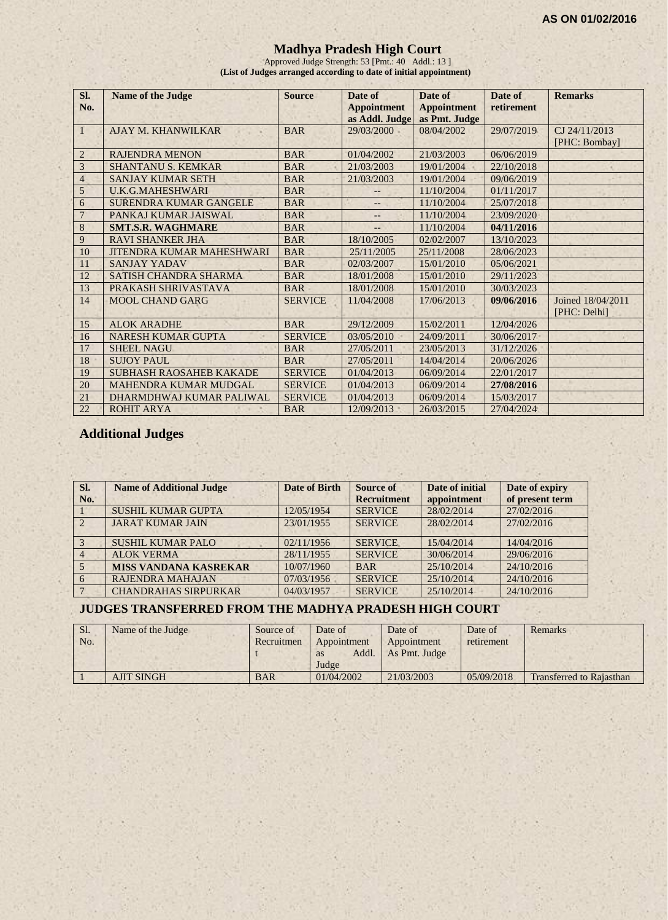AS ON 01/02/2016

# Madhya Pradesh High Court

Approved Judge Strength: 53 [Pmt.: 40 Addl.: 13 ]

**(List of Judges arranged according to date of initial appointment)**

| Sl. No. | Name of the Judge | Source | Date of Appointment as Addl. Judge | Date of Appointment as Pmt. Judge | Date of retirement | Remarks |
|---|---|---|---|---|---|---|
| 1 | AJAY M. KHANWILKAR | BAR | 29/03/2000 | 08/04/2002 | 29/07/2019 | CJ 24/11/2013 [PHC: Bombay] |
| 2 | RAJENDRA MENON | BAR | 01/04/2002 | 21/03/2003 | 06/06/2019 | |
| 3 | SHANTANU S. KEMKAR | BAR | 21/03/2003 | 19/01/2004 | 22/10/2018 | |
| 4 | SANJAY KUMAR SETH | BAR | 21/03/2003 | 19/01/2004 | 09/06/2019 | |
| 5 | U.K.G.MAHESHWARI | BAR | -- | 11/10/2004 | 01/11/2017 | |
| 6 | SURENDRA KUMAR GANGELE | BAR | -- | 11/10/2004 | 25/07/2018 | |
| 7 | PANKAJ KUMAR JAISWAL | BAR | -- | 11/10/2004 | 23/09/2020 | |
| 8 | **SMT.S.R. WAGHMARE** | BAR | -- | 11/10/2004 | **04/11/2016** | |
| 9 | RAVI SHANKER JHA | BAR | 18/10/2005 | 02/02/2007 | 13/10/2023 | |
| 10 | JITENDRA KUMAR MAHESHWARI | BAR | 25/11/2005 | 25/11/2008 | 28/06/2023 | |
| 11 | SANJAY YADAV | BAR | 02/03/2007 | 15/01/2010 | 05/06/2021 | |
| 12 | SATISH CHANDRA SHARMA | BAR | 18/01/2008 | 15/01/2010 | 29/11/2023 | |
| 13 | PRAKASH SHRIVASTAVA | BAR | 18/01/2008 | 15/01/2010 | 30/03/2023 | |
| 14 | MOOL CHAND GARG | SERVICE | 11/04/2008 | 17/06/2013 | **09/06/2016** | Joined 18/04/2011 [PHC: Delhi] |
| 15 | ALOK ARADHE | BAR | 29/12/2009 | 15/02/2011 | 12/04/2026 | |
| 16 | NARESH KUMAR GUPTA | SERVICE | 03/05/2010 | 24/09/2011 | 30/06/2017 | |
| 17 | SHEEL NAGU | BAR | 27/05/2011 | 23/05/2013 | 31/12/2026 | |
| 18 | SUJOY PAUL | BAR | 27/05/2011 | 14/04/2014 | 20/06/2026 | |
| 19 | SUBHASH RAOSAHEB KAKADE | SERVICE | 01/04/2013 | 06/09/2014 | 22/01/2017 | |
| 20 | MAHENDRA KUMAR MUDGAL | SERVICE | 01/04/2013 | 06/09/2014 | **27/08/2016** | |
| 21 | DHARMDHWAJ KUMAR PALIWAL | SERVICE | 01/04/2013 | 06/09/2014 | 15/03/2017 | |
| 22 | ROHIT ARYA | BAR | 12/09/2013 | 26/03/2015 | 27/04/2024 | |

## Additional Judges

| Sl. No. | Name of Additional Judge | Date of Birth | Source of Recruitment | Date of initial appointment | Date of expiry of present term |
|---|---|---|---|---|---|
| 1 | SUSHIL KUMAR GUPTA | 12/05/1954 | SERVICE | 28/02/2014 | 27/02/2016 |
| 2 | JARAT KUMAR JAIN | 23/01/1955 | SERVICE | 28/02/2014 | 27/02/2016 |
| 3 | SUSHIL KUMAR PALO | 02/11/1956 | SERVICE | 15/04/2014 | 14/04/2016 |
| 4 | ALOK VERMA | 28/11/1955 | SERVICE | 30/06/2014 | 29/06/2016 |
| 5 | **MISS VANDANA KASREKAR** | 10/07/1960 | BAR | 25/10/2014 | 24/10/2016 |
| 6 | RAJENDRA MAHAJAN | 07/03/1956 | SERVICE | 25/10/2014 | 24/10/2016 |
| 7 | CHANDRAHAS SIRPURKAR | 04/03/1957 | SERVICE | 25/10/2014 | 24/10/2016 |

## JUDGES TRANSFERRED FROM THE MADHYA PRADESH HIGH COURT

| Sl. No. | Name of the Judge | Source of Recruitment | Date of Appointment as Addl. Judge | Date of Appointment As Pmt. Judge | Date of retirement | Remarks |
|---|---|---|---|---|---|---|
| 1 | AJIT SINGH | BAR | 01/04/2002 | 21/03/2003 | 05/09/2018 | Transferred to Rajasthan |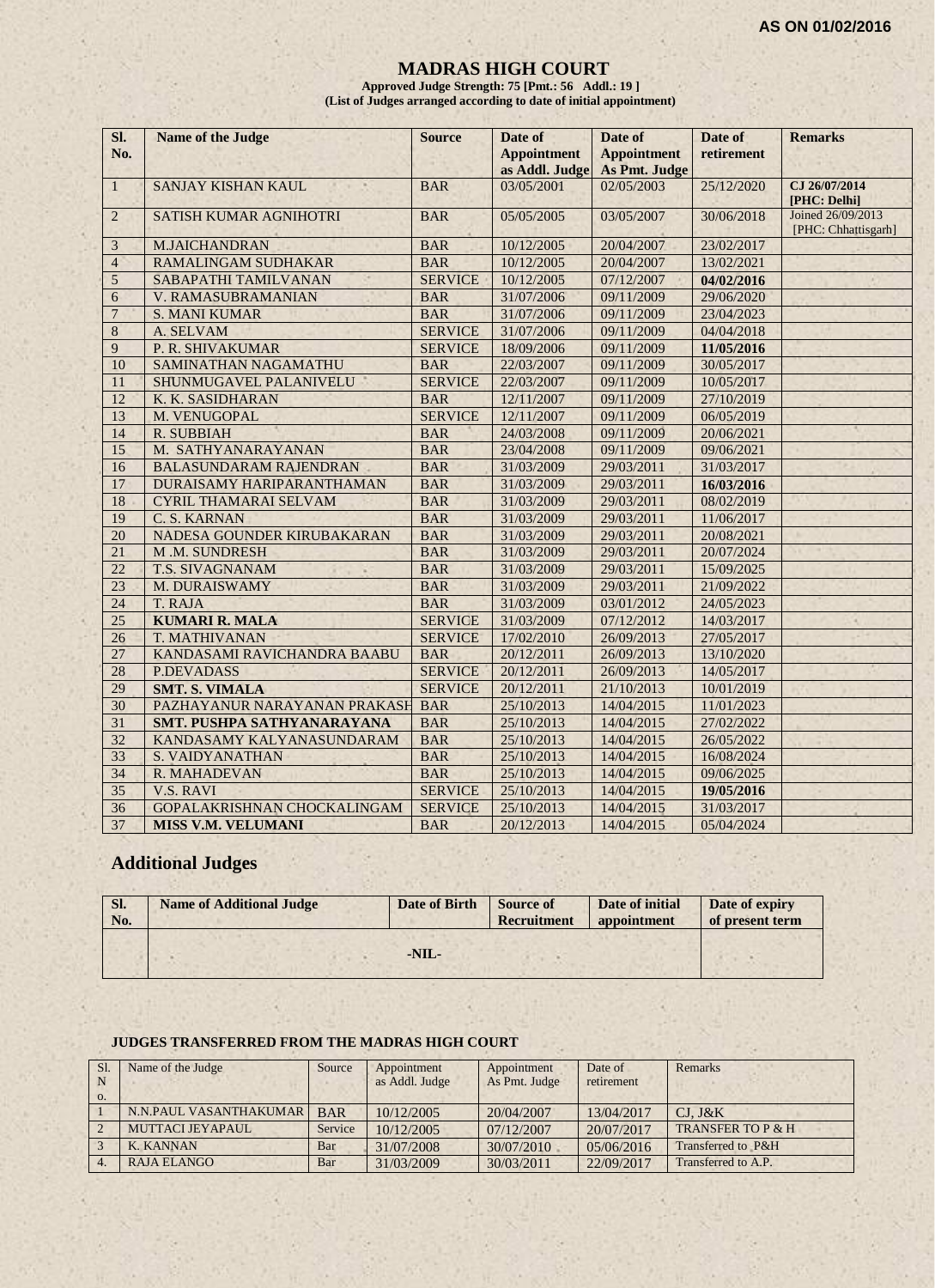AS ON 01/02/2016

# MADRAS HIGH COURT

**Approved Judge Strength: 75 [Pmt.: 56 Addl.: 19 ]**
**(List of Judges arranged according to date of initial appointment)**

| Sl. No. | Name of the Judge | Source | Date of Appointment as Addl. Judge | Date of Appointment As Pmt. Judge | Date of retirement | Remarks |
|---|---|---|---|---|---|---|
| 1 | SANJAY KISHAN KAUL | BAR | 03/05/2001 | 02/05/2003 | 25/12/2020 | **CJ 26/07/2014 [PHC: Delhi]** |
| 2 | SATISH KUMAR AGNIHOTRI | BAR | 05/05/2005 | 03/05/2007 | 30/06/2018 | Joined 26/09/2013 [PHC: Chhattisgarh] |
| 3 | M.JAICHANDRAN | BAR | 10/12/2005 | 20/04/2007 | 23/02/2017 | |
| 4 | RAMALINGAM SUDHAKAR | BAR | 10/12/2005 | 20/04/2007 | 13/02/2021 | |
| 5 | SABAPATHI TAMILVANAN | SERVICE | 10/12/2005 | 07/12/2007 | **04/02/2016** | |
| 6 | V. RAMASUBRAMANIAN | BAR | 31/07/2006 | 09/11/2009 | 29/06/2020 | |
| 7 | S. MANI KUMAR | BAR | 31/07/2006 | 09/11/2009 | 23/04/2023 | |
| 8 | A. SELVAM | SERVICE | 31/07/2006 | 09/11/2009 | 04/04/2018 | |
| 9 | P. R. SHIVAKUMAR | SERVICE | 18/09/2006 | 09/11/2009 | **11/05/2016** | |
| 10 | SAMINATHAN NAGAMATHU | BAR | 22/03/2007 | 09/11/2009 | 30/05/2017 | |
| 11 | SHUNMUGAVEL PALANIVELU | SERVICE | 22/03/2007 | 09/11/2009 | 10/05/2017 | |
| 12 | K. K. SASIDHARAN | BAR | 12/11/2007 | 09/11/2009 | 27/10/2019 | |
| 13 | M. VENUGOPAL | SERVICE | 12/11/2007 | 09/11/2009 | 06/05/2019 | |
| 14 | R. SUBBIAH | BAR | 24/03/2008 | 09/11/2009 | 20/06/2021 | |
| 15 | M. SATHYANARAYANAN | BAR | 23/04/2008 | 09/11/2009 | 09/06/2021 | |
| 16 | BALASUNDARAM RAJENDRAN | BAR | 31/03/2009 | 29/03/2011 | 31/03/2017 | |
| 17 | DURAISAMY HARIPARANTHAMAN | BAR | 31/03/2009 | 29/03/2011 | **16/03/2016** | |
| 18 | CYRIL THAMARAI SELVAM | BAR | 31/03/2009 | 29/03/2011 | 08/02/2019 | |
| 19 | C. S. KARNAN | BAR | 31/03/2009 | 29/03/2011 | 11/06/2017 | |
| 20 | NADESA GOUNDER KIRUBAKARAN | BAR | 31/03/2009 | 29/03/2011 | 20/08/2021 | |
| 21 | M .M. SUNDRESH | BAR | 31/03/2009 | 29/03/2011 | 20/07/2024 | |
| 22 | T.S. SIVAGNANAM | BAR | 31/03/2009 | 29/03/2011 | 15/09/2025 | |
| 23 | M. DURAISWAMY | BAR | 31/03/2009 | 29/03/2011 | 21/09/2022 | |
| 24 | T. RAJA | BAR | 31/03/2009 | 03/01/2012 | 24/05/2023 | |
| 25 | **KUMARI R. MALA** | SERVICE | 31/03/2009 | 07/12/2012 | 14/03/2017 | |
| 26 | T. MATHIVANAN | SERVICE | 17/02/2010 | 26/09/2013 | 27/05/2017 | |
| 27 | KANDASAMI RAVICHANDRA BAABU | BAR | 20/12/2011 | 26/09/2013 | 13/10/2020 | |
| 28 | P.DEVADASS | SERVICE | 20/12/2011 | 26/09/2013 | 14/05/2017 | |
| 29 | **SMT. S. VIMALA** | SERVICE | 20/12/2011 | 21/10/2013 | 10/01/2019 | |
| 30 | PAZHAYANUR NARAYANAN PRAKASH | BAR | 25/10/2013 | 14/04/2015 | 11/01/2023 | |
| 31 | **SMT. PUSHPA SATHYANARAYANA** | BAR | 25/10/2013 | 14/04/2015 | 27/02/2022 | |
| 32 | KANDASAMY KALYANASUNDARAM | BAR | 25/10/2013 | 14/04/2015 | 26/05/2022 | |
| 33 | S. VAIDYANATHAN | BAR | 25/10/2013 | 14/04/2015 | 16/08/2024 | |
| 34 | R. MAHADEVAN | BAR | 25/10/2013 | 14/04/2015 | 09/06/2025 | |
| 35 | V.S. RAVI | SERVICE | 25/10/2013 | 14/04/2015 | **19/05/2016** | |
| 36 | GOPALAKRISHNAN CHOCKALINGAM | SERVICE | 25/10/2013 | 14/04/2015 | 31/03/2017 | |
| 37 | **MISS V.M. VELUMANI** | BAR | 20/12/2013 | 14/04/2015 | 05/04/2024 | |

## Additional Judges

| Sl. No. | Name of Additional Judge | Date of Birth | Source of Recruitment | Date of initial appointment | Date of expiry of present term |
|---|---|---|---|---|---|
| | -NIL- | | | | |

### JUDGES TRANSFERRED FROM THE MADRAS HIGH COURT

| Sl. No. | Name of the Judge | Source | Appointment as Addl. Judge | Appointment As Pmt. Judge | Date of retirement | Remarks |
|---|---|---|---|---|---|---|
| 1 | N.N.PAUL VASANTHAKUMAR | BAR | 10/12/2005 | 20/04/2007 | 13/04/2017 | CJ, J&K |
| 2 | MUTTACI JEYAPAUL | Service | 10/12/2005 | 07/12/2007 | 20/07/2017 | TRANSFER TO P & H |
| 3 | K. KANNAN | Bar | 31/07/2008 | 30/07/2010 | 05/06/2016 | Transferred to P&H |
| 4. | RAJA ELANGO | Bar | 31/03/2009 | 30/03/2011 | 22/09/2017 | Transferred to A.P. |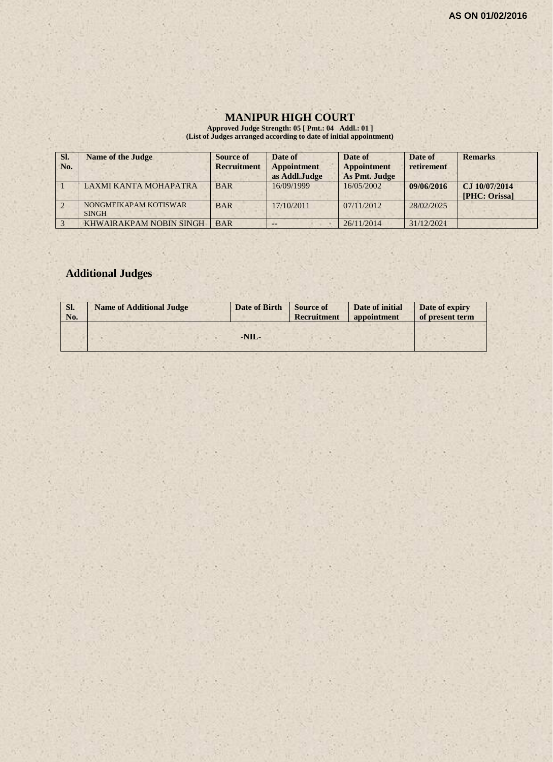AS ON 01/02/2016

# MANIPUR HIGH COURT

**Approved Judge Strength: 05 [ Pmt.: 04 Addl.: 01 ]**
**(List of Judges arranged according to date of initial appointment)**

| Sl. No. | Name of the Judge | Source of Recruitment | Date of Appointment as Addl.Judge | Date of Appointment As Pmt. Judge | Date of retirement | Remarks |
|---|---|---|---|---|---|---|
| 1 | LAXMI KANTA MOHAPATRA | BAR | 16/09/1999 | 16/05/2002 | **09/06/2016** | **CJ 10/07/2014 [PHC: Orissa]** |
| 2 | NONGMEIKAPAM KOTISWAR SINGH | BAR | 17/10/2011 | 07/11/2012 | 28/02/2025 | |
| 3 | KHWAIRAKPAM NOBIN SINGH | BAR | -- | 26/11/2014 | 31/12/2021 | |

## Additional Judges

| Sl. No. | Name of Additional Judge | Date of Birth | Source of Recruitment | Date of initial appointment | Date of expiry of present term |
|---|---|---|---|---|---|
| | -NIL- | | | | |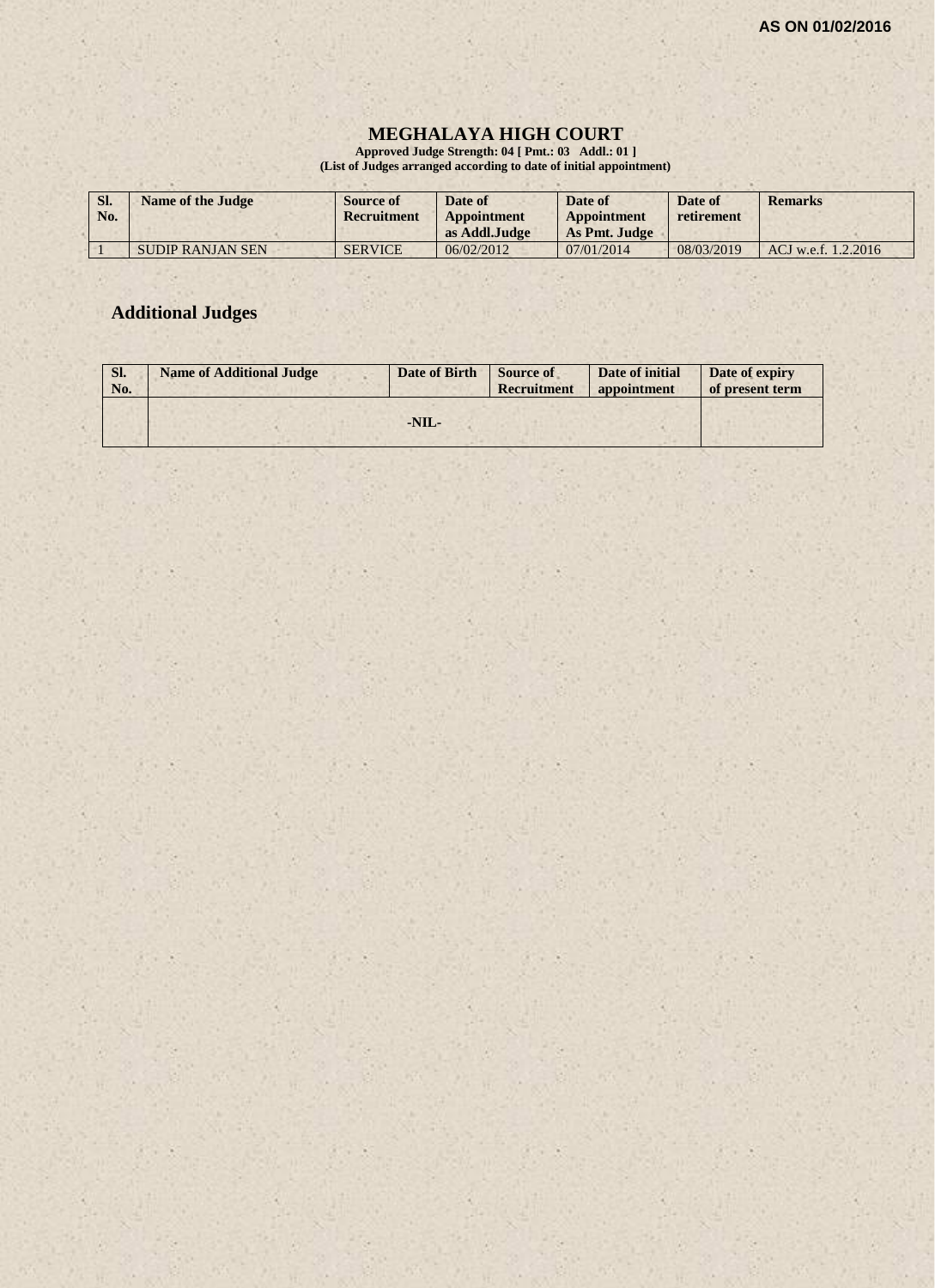AS ON 01/02/2016

# MEGHALAYA HIGH COURT

**Approved Judge Strength: 04 [ Pmt.: 03 Addl.: 01 ]**
**(List of Judges arranged according to date of initial appointment)**

| Sl. No. | Name of the Judge | Source of Recruitment | Date of Appointment as Addl.Judge | Date of Appointment As Pmt. Judge | Date of retirement | Remarks |
|---|---|---|---|---|---|---|
| 1 | SUDIP RANJAN SEN | SERVICE | 06/02/2012 | 07/01/2014 | 08/03/2019 | ACJ w.e.f. 1.2.2016 |

## Additional Judges

| Sl. No. | Name of Additional Judge | Date of Birth | Source of Recruitment | Date of initial appointment | Date of expiry of present term |
|---|---|---|---|---|---|
| | -NIL- | | | | |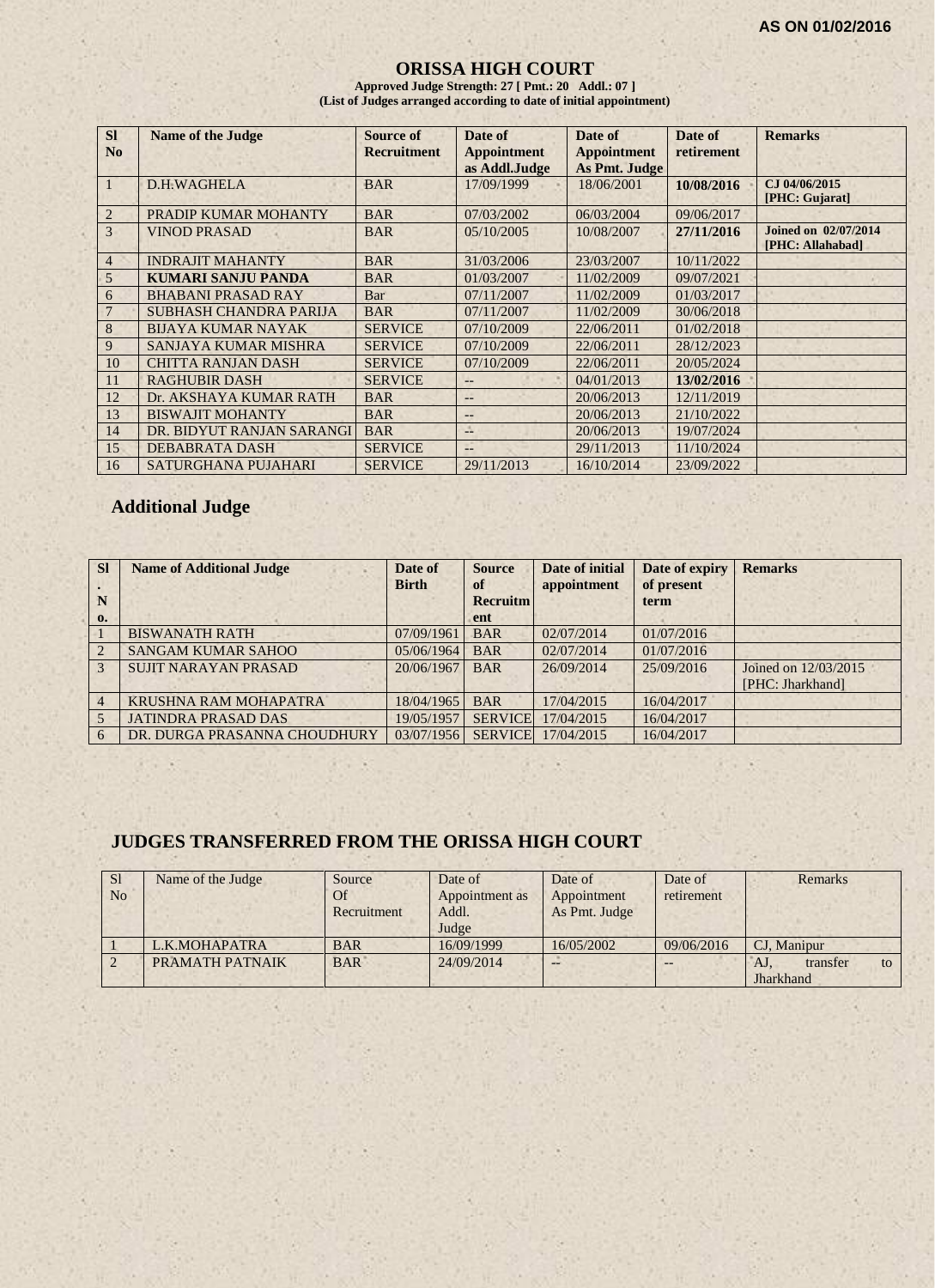AS ON 01/02/2016

# ORISSA HIGH COURT

**Approved Judge Strength: 27 [ Pmt.: 20 Addl.: 07 ]**
**(List of Judges arranged according to date of initial appointment)**

| Sl No | Name of the Judge | Source of Recruitment | Date of Appointment as Addl.Judge | Date of Appointment As Pmt. Judge | Date of retirement | Remarks |
|---|---|---|---|---|---|---|
| 1 | D.H.WAGHELA | BAR | 17/09/1999 | 18/06/2001 | **10/08/2016** | **CJ 04/06/2015 [PHC: Gujarat]** |
| 2 | PRADIP KUMAR MOHANTY | BAR | 07/03/2002 | 06/03/2004 | 09/06/2017 | |
| 3 | VINOD PRASAD | BAR | 05/10/2005 | 10/08/2007 | **27/11/2016** | **Joined on 02/07/2014 [PHC: Allahabad]** |
| 4 | INDRAJIT MAHANTY | BAR | 31/03/2006 | 23/03/2007 | 10/11/2022 | |
| 5 | **KUMARI SANJU PANDA** | BAR | 01/03/2007 | 11/02/2009 | 09/07/2021 | |
| 6 | BHABANI PRASAD RAY | Bar | 07/11/2007 | 11/02/2009 | 01/03/2017 | |
| 7 | SUBHASH CHANDRA PARIJA | BAR | 07/11/2007 | 11/02/2009 | 30/06/2018 | |
| 8 | BIJAYA KUMAR NAYAK | SERVICE | 07/10/2009 | 22/06/2011 | 01/02/2018 | |
| 9 | SANJAYA KUMAR MISHRA | SERVICE | 07/10/2009 | 22/06/2011 | 28/12/2023 | |
| 10 | CHITTA RANJAN DASH | SERVICE | 07/10/2009 | 22/06/2011 | 20/05/2024 | |
| 11 | RAGHUBIR DASH | SERVICE | -- | 04/01/2013 | **13/02/2016** | |
| 12 | Dr. AKSHAYA KUMAR RATH | BAR | -- | 20/06/2013 | 12/11/2019 | |
| 13 | BISWAJIT MOHANTY | BAR | -- | 20/06/2013 | 21/10/2022 | |
| 14 | DR. BIDYUT RANJAN SARANGI | BAR | -- | 20/06/2013 | 19/07/2024 | |
| 15 | DEBABRATA DASH | SERVICE | -- | 29/11/2013 | 11/10/2024 | |
| 16 | SATURGHANA PUJAHARI | SERVICE | 29/11/2013 | 16/10/2014 | 23/09/2022 | |

## Additional Judge

| Sl. No. | Name of Additional Judge | Date of Birth | Source of Recruitment | Date of initial appointment | Date of expiry of present term | Remarks |
|---|---|---|---|---|---|---|
| 1 | BISWANATH RATH | 07/09/1961 | BAR | 02/07/2014 | 01/07/2016 | |
| 2 | SANGAM KUMAR SAHOO | 05/06/1964 | BAR | 02/07/2014 | 01/07/2016 | |
| 3 | SUJIT NARAYAN PRASAD | 20/06/1967 | BAR | 26/09/2014 | 25/09/2016 | Joined on 12/03/2015 [PHC: Jharkhand] |
| 4 | KRUSHNA RAM MOHAPATRA | 18/04/1965 | BAR | 17/04/2015 | 16/04/2017 | |
| 5 | JATINDRA PRASAD DAS | 19/05/1957 | SERVICE | 17/04/2015 | 16/04/2017 | |
| 6 | DR. DURGA PRASANNA CHOUDHURY | 03/07/1956 | SERVICE | 17/04/2015 | 16/04/2017 | |

## JUDGES TRANSFERRED FROM THE ORISSA HIGH COURT

| Sl No | Name of the Judge | Source Of Recruitment | Date of Appointment as Addl. Judge | Date of Appointment As Pmt. Judge | Date of retirement | Remarks |
|---|---|---|---|---|---|---|
| 1 | L.K.MOHAPATRA | BAR | 16/09/1999 | 16/05/2002 | 09/06/2016 | CJ, Manipur |
| 2 | PRAMATH PATNAIK | BAR | 24/09/2014 | -- | -- | AJ, transfer to Jharkhand |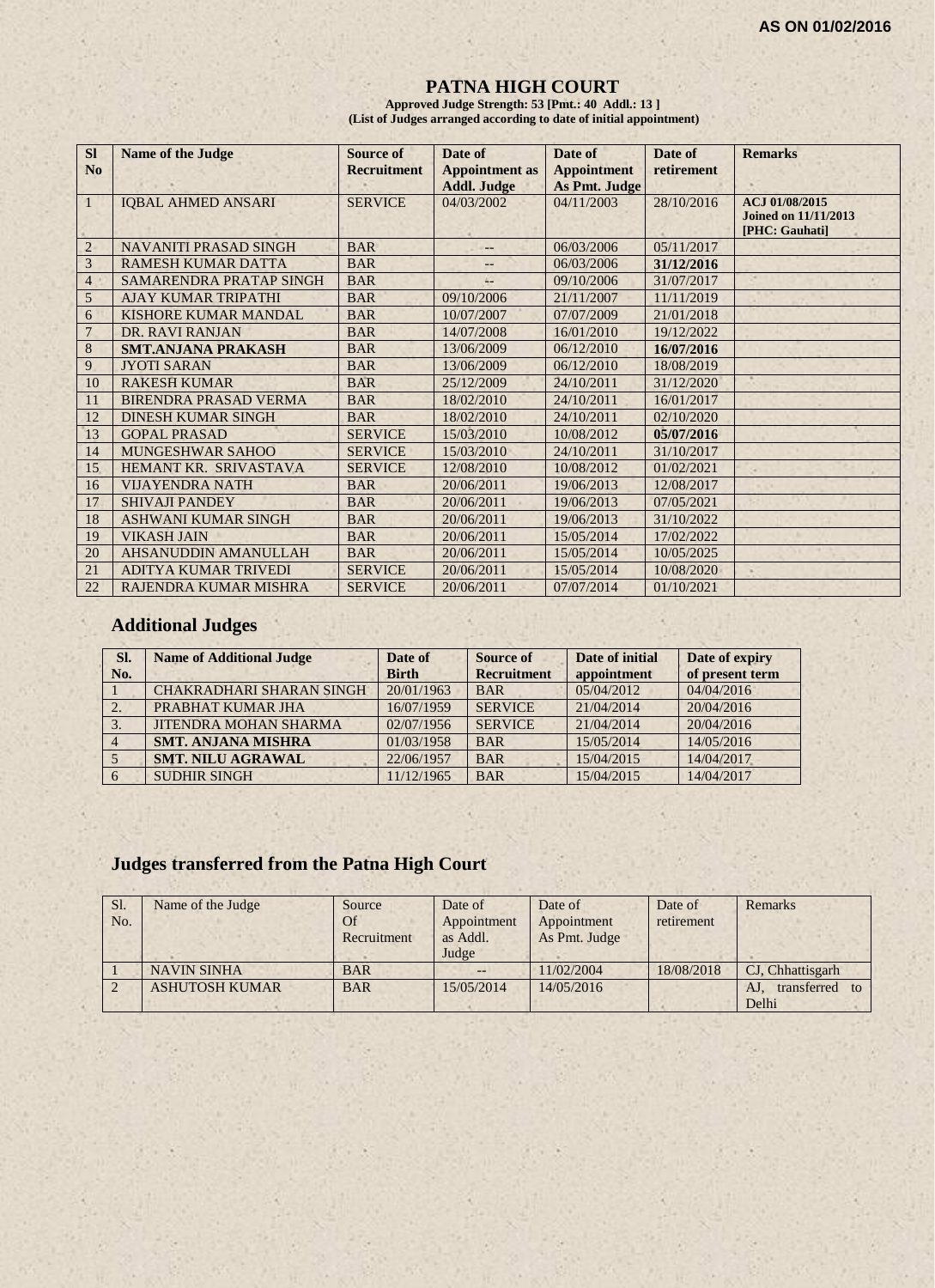**AS ON 01/02/2016**

# PATNA HIGH COURT

**Approved Judge Strength: 53 [Pmt.: 40 Addl.: 13 ]**
**(List of Judges arranged according to date of initial appointment)**

| Sl No | Name of the Judge | Source of Recruitment | Date of Appointment as Addl. Judge | Date of Appointment As Pmt. Judge | Date of retirement | Remarks |
|---|---|---|---|---|---|---|
| 1 | IQBAL AHMED ANSARI | SERVICE | 04/03/2002 | 04/11/2003 | 28/10/2016 | ACJ 01/08/2015 Joined on 11/11/2013 [PHC: Gauhati] |
| 2 | NAVANITI PRASAD SINGH | BAR | -- | 06/03/2006 | 05/11/2017 | |
| 3 | RAMESH KUMAR DATTA | BAR | -- | 06/03/2006 | **31/12/2016** | |
| 4 | SAMARENDRA PRATAP SINGH | BAR | -- | 09/10/2006 | 31/07/2017 | |
| 5 | AJAY KUMAR TRIPATHI | BAR | 09/10/2006 | 21/11/2007 | 11/11/2019 | |
| 6 | KISHORE KUMAR MANDAL | BAR | 10/07/2007 | 07/07/2009 | 21/01/2018 | |
| 7 | DR. RAVI RANJAN | BAR | 14/07/2008 | 16/01/2010 | 19/12/2022 | |
| 8 | **SMT.ANJANA PRAKASH** | BAR | 13/06/2009 | 06/12/2010 | **16/07/2016** | |
| 9 | JYOTI SARAN | BAR | 13/06/2009 | 06/12/2010 | 18/08/2019 | |
| 10 | RAKESH KUMAR | BAR | 25/12/2009 | 24/10/2011 | 31/12/2020 | |
| 11 | BIRENDRA PRASAD VERMA | BAR | 18/02/2010 | 24/10/2011 | 16/01/2017 | |
| 12 | DINESH KUMAR SINGH | BAR | 18/02/2010 | 24/10/2011 | 02/10/2020 | |
| 13 | GOPAL PRASAD | SERVICE | 15/03/2010 | 10/08/2012 | **05/07/2016** | |
| 14 | MUNGESHWAR SAHOO | SERVICE | 15/03/2010 | 24/10/2011 | 31/10/2017 | |
| 15 | HEMANT KR. SRIVASTAVA | SERVICE | 12/08/2010 | 10/08/2012 | 01/02/2021 | |
| 16 | VIJAYENDRA NATH | BAR | 20/06/2011 | 19/06/2013 | 12/08/2017 | |
| 17 | SHIVAJI PANDEY | BAR | 20/06/2011 | 19/06/2013 | 07/05/2021 | |
| 18 | ASHWANI KUMAR SINGH | BAR | 20/06/2011 | 19/06/2013 | 31/10/2022 | |
| 19 | VIKASH JAIN | BAR | 20/06/2011 | 15/05/2014 | 17/02/2022 | |
| 20 | AHSANUDDIN AMANULLAH | BAR | 20/06/2011 | 15/05/2014 | 10/05/2025 | |
| 21 | ADITYA KUMAR TRIVEDI | SERVICE | 20/06/2011 | 15/05/2014 | 10/08/2020 | |
| 22 | RAJENDRA KUMAR MISHRA | SERVICE | 20/06/2011 | 07/07/2014 | 01/10/2021 | |

## Additional Judges

| Sl. No. | Name of Additional Judge | Date of Birth | Source of Recruitment | Date of initial appointment | Date of expiry of present term |
|---|---|---|---|---|---|
| 1 | CHAKRADHARI SHARAN SINGH | 20/01/1963 | BAR | 05/04/2012 | 04/04/2016 |
| 2. | PRABHAT KUMAR JHA | 16/07/1959 | SERVICE | 21/04/2014 | 20/04/2016 |
| 3. | JITENDRA MOHAN SHARMA | 02/07/1956 | SERVICE | 21/04/2014 | 20/04/2016 |
| 4 | **SMT. ANJANA MISHRA** | 01/03/1958 | BAR | 15/05/2014 | 14/05/2016 |
| 5 | **SMT. NILU AGRAWAL** | 22/06/1957 | BAR | 15/04/2015 | 14/04/2017 |
| 6 | SUDHIR SINGH | 11/12/1965 | BAR | 15/04/2015 | 14/04/2017 |

## Judges transferred from the Patna High Court

| Sl. No. | Name of the Judge | Source Of Recruitment | Date of Appointment as Addl. Judge | Date of Appointment As Pmt. Judge | Date of retirement | Remarks |
|---|---|---|---|---|---|---|
| 1 | NAVIN SINHA | BAR | -- | 11/02/2004 | 18/08/2018 | CJ, Chhattisgarh |
| 2 | ASHUTOSH KUMAR | BAR | 15/05/2014 | 14/05/2016 | | AJ, transferred to Delhi |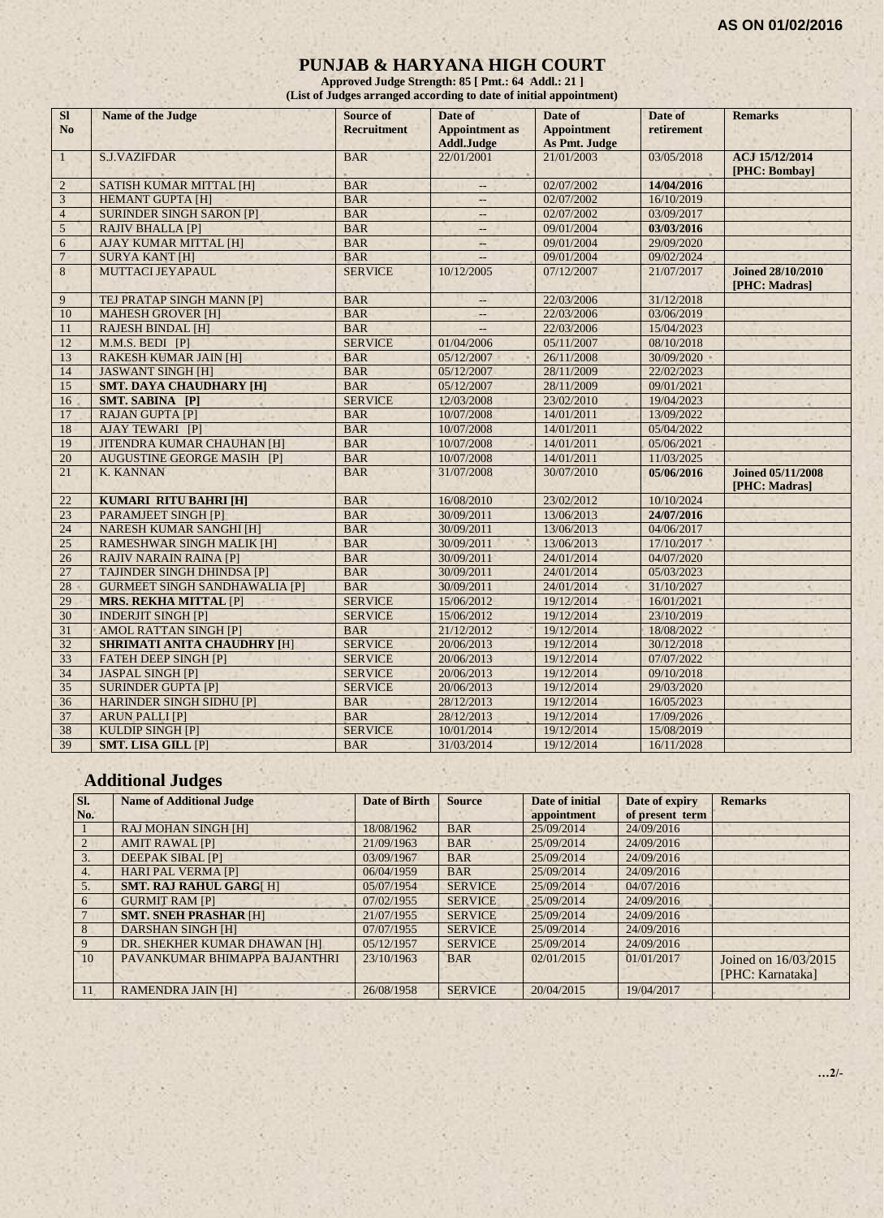**AS ON 01/02/2016**

# PUNJAB & HARYANA HIGH COURT

**Approved Judge Strength: 85 [ Pmt.: 64 Addl.: 21 ]**
**(List of Judges arranged according to date of initial appointment)**

| Sl No | Name of the Judge | Source of Recruitment | Date of Appointment as Addl.Judge | Date of Appointment As Pmt. Judge | Date of retirement | Remarks |
|---|---|---|---|---|---|---|
| 1 | S.J.VAZIFDAR | BAR | 22/01/2001 | 21/01/2003 | 03/05/2018 | **ACJ 15/12/2014 [PHC: Bombay]** |
| 2 | SATISH KUMAR MITTAL [H] | BAR | -- | 02/07/2002 | **14/04/2016** | |
| 3 | HEMANT GUPTA [H] | BAR | -- | 02/07/2002 | 16/10/2019 | |
| 4 | SURINDER SINGH SARON [P] | BAR | -- | 02/07/2002 | 03/09/2017 | |
| 5 | RAJIV BHALLA [P] | BAR | -- | 09/01/2004 | **03/03/2016** | |
| 6 | AJAY KUMAR MITTAL [H] | BAR | -- | 09/01/2004 | 29/09/2020 | |
| 7 | SURYA KANT [H] | BAR | -- | 09/01/2004 | 09/02/2024 | |
| 8 | MUTTACI JEYAPAUL | SERVICE | 10/12/2005 | 07/12/2007 | 21/07/2017 | **Joined 28/10/2010 [PHC: Madras]** |
| 9 | TEJ PRATAP SINGH MANN [P] | BAR | -- | 22/03/2006 | 31/12/2018 | |
| 10 | MAHESH GROVER [H] | BAR | -- | 22/03/2006 | 03/06/2019 | |
| 11 | RAJESH BINDAL [H] | BAR | -- | 22/03/2006 | 15/04/2023 | |
| 12 | M.M.S. BEDI [P] | SERVICE | 01/04/2006 | 05/11/2007 | 08/10/2018 | |
| 13 | RAKESH KUMAR JAIN [H] | BAR | 05/12/2007 | 26/11/2008 | 30/09/2020 | |
| 14 | JASWANT SINGH [H] | BAR | 05/12/2007 | 28/11/2009 | 22/02/2023 | |
| 15 | **SMT. DAYA CHAUDHARY [H]** | BAR | 05/12/2007 | 28/11/2009 | 09/01/2021 | |
| 16 | **SMT. SABINA [P]** | SERVICE | 12/03/2008 | 23/02/2010 | 19/04/2023 | |
| 17 | RAJAN GUPTA [P] | BAR | 10/07/2008 | 14/01/2011 | 13/09/2022 | |
| 18 | AJAY TEWARI [P] | BAR | 10/07/2008 | 14/01/2011 | 05/04/2022 | |
| 19 | JITENDRA KUMAR CHAUHAN [H] | BAR | 10/07/2008 | 14/01/2011 | 05/06/2021 | |
| 20 | AUGUSTINE GEORGE MASIH [P] | BAR | 10/07/2008 | 14/01/2011 | 11/03/2025 | |
| 21 | K. KANNAN | BAR | 31/07/2008 | 30/07/2010 | **05/06/2016** | **Joined 05/11/2008 [PHC: Madras]** |
| 22 | **KUMARI RITU BAHRI [H]** | BAR | 16/08/2010 | 23/02/2012 | 10/10/2024 | |
| 23 | PARAMJEET SINGH [P] | BAR | 30/09/2011 | 13/06/2013 | **24/07/2016** | |
| 24 | NARESH KUMAR SANGHI [H] | BAR | 30/09/2011 | 13/06/2013 | 04/06/2017 | |
| 25 | RAMESHWAR SINGH MALIK [H] | BAR | 30/09/2011 | 13/06/2013 | 17/10/2017 | |
| 26 | RAJIV NARAIN RAINA [P] | BAR | 30/09/2011 | 24/01/2014 | 04/07/2020 | |
| 27 | TAJINDER SINGH DHINDSA [P] | BAR | 30/09/2011 | 24/01/2014 | 05/03/2023 | |
| 28 | GURMEET SINGH SANDHAWALIA [P] | BAR | 30/09/2011 | 24/01/2014 | 31/10/2027 | |
| 29 | **MRS. REKHA MITTAL** [P] | SERVICE | 15/06/2012 | 19/12/2014 | 16/01/2021 | |
| 30 | INDERJIT SINGH [P] | SERVICE | 15/06/2012 | 19/12/2014 | 23/10/2019 | |
| 31 | AMOL RATTAN SINGH [P] | BAR | 21/12/2012 | 19/12/2014 | 18/08/2022 | |
| 32 | **SHRIMATI ANITA CHAUDHRY [**H] | SERVICE | 20/06/2013 | 19/12/2014 | 30/12/2018 | |
| 33 | FATEH DEEP SINGH [P] | SERVICE | 20/06/2013 | 19/12/2014 | 07/07/2022 | |
| 34 | JASPAL SINGH [P] | SERVICE | 20/06/2013 | 19/12/2014 | 09/10/2018 | |
| 35 | SURINDER GUPTA [P] | SERVICE | 20/06/2013 | 19/12/2014 | 29/03/2020 | |
| 36 | HARINDER SINGH SIDHU [P] | BAR | 28/12/2013 | 19/12/2014 | 16/05/2023 | |
| 37 | ARUN PALLI [P] | BAR | 28/12/2013 | 19/12/2014 | 17/09/2026 | |
| 38 | KULDIP SINGH [P] | SERVICE | 10/01/2014 | 19/12/2014 | 15/08/2019 | |
| 39 | **SMT. LISA GILL** [P] | BAR | 31/03/2014 | 19/12/2014 | 16/11/2028 | |

## Additional Judges

| Sl. No. | Name of Additional Judge | Date of Birth | Source | Date of initial appointment | Date of expiry of present term | Remarks |
|---|---|---|---|---|---|---|
| 1 | RAJ MOHAN SINGH [H] | 18/08/1962 | BAR | 25/09/2014 | 24/09/2016 | |
| 2 | AMIT RAWAL [P] | 21/09/1963 | BAR | 25/09/2014 | 24/09/2016 | |
| 3. | DEEPAK SIBAL [P] | 03/09/1967 | BAR | 25/09/2014 | 24/09/2016 | |
| 4. | HARI PAL VERMA [P] | 06/04/1959 | BAR | 25/09/2014 | 24/09/2016 | |
| 5. | **SMT. RAJ RAHUL GARG**[ H] | 05/07/1954 | SERVICE | 25/09/2014 | 04/07/2016 | |
| 6 | GURMIT RAM [P] | 07/02/1955 | SERVICE | 25/09/2014 | 24/09/2016 | |
| 7 | **SMT. SNEH PRASHAR** [H] | 21/07/1955 | SERVICE | 25/09/2014 | 24/09/2016 | |
| 8 | DARSHAN SINGH [H] | 07/07/1955 | SERVICE | 25/09/2014 | 24/09/2016 | |
| 9 | DR. SHEKHER KUMAR DHAWAN [H] | 05/12/1957 | SERVICE | 25/09/2014 | 24/09/2016 | |
| 10 | PAVANKUMAR BHIMAPPA BAJANTHRI | 23/10/1963 | BAR | 02/01/2015 | 01/01/2017 | Joined on 16/03/2015 [PHC: Karnataka] |
| 11 | RAMENDRA JAIN [H] | 26/08/1958 | SERVICE | 20/04/2015 | 19/04/2017 | |

…2/-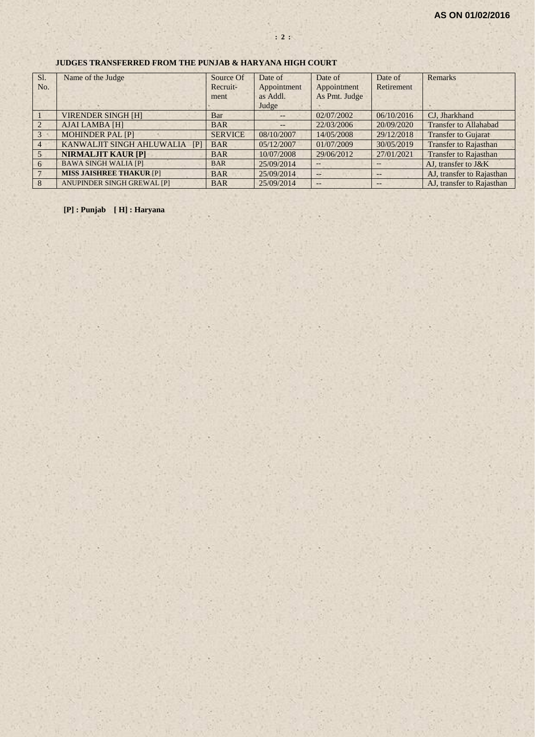**AS ON 01/02/2016**

### JUDGES TRANSFERRED FROM THE PUNJAB & HARYANA HIGH COURT

| Sl. No. | Name of the Judge | Source Of Recruit-ment | Date of Appointment as Addl. Judge | Date of Appointment As Pmt. Judge | Date of Retirement | Remarks |
|---|---|---|---|---|---|---|
| 1 | VIRENDER SINGH [H] | Bar | -- | 02/07/2002 | 06/10/2016 | CJ, Jharkhand |
| 2 | AJAI LAMBA [H] | BAR | -- | 22/03/2006 | 20/09/2020 | Transfer to Allahabad |
| 3 | MOHINDER PAL [P] | SERVICE | 08/10/2007 | 14/05/2008 | 29/12/2018 | Transfer to Gujarat |
| 4 | KANWALJIT SINGH AHLUWALIA [P] | BAR | 05/12/2007 | 01/07/2009 | 30/05/2019 | Transfer to Rajasthan |
| 5 | **NIRMALJIT KAUR [P]** | BAR | 10/07/2008 | 29/06/2012 | 27/01/2021 | Transfer to Rajasthan |
| 6 | BAWA SINGH WALIA [P] | BAR | 25/09/2014 | -- | -- | AJ, transfer to J&K |
| 7 | **MISS JAISHREE THAKUR** [P] | BAR | 25/09/2014 | -- | -- | AJ, transfer to Rajasthan |
| 8 | ANUPINDER SINGH GREWAL [P] | BAR | 25/09/2014 | -- | -- | AJ, transfer to Rajasthan |

**[P] : Punjab [ H] : Haryana**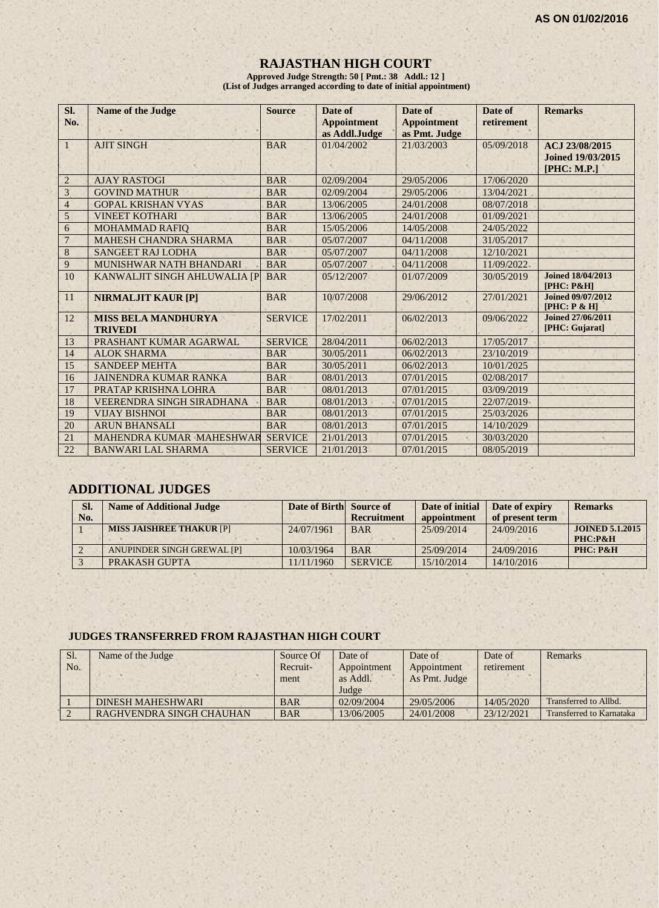AS ON 01/02/2016

# RAJASTHAN HIGH COURT

**Approved Judge Strength: 50 [ Pmt.: 38 Addl.: 12 ]**
**(List of Judges arranged according to date of initial appointment)**

| Sl. No. | Name of the Judge | Source | Date of Appointment as Addl.Judge | Date of Appointment as Pmt. Judge | Date of retirement | Remarks |
|---|---|---|---|---|---|---|
| 1 | AJIT SINGH | BAR | 01/04/2002 | 21/03/2003 | 05/09/2018 | **ACJ 23/08/2015 Joined 19/03/2015 [PHC: M.P.]** |
| 2 | AJAY RASTOGI | BAR | 02/09/2004 | 29/05/2006 | 17/06/2020 | |
| 3 | GOVIND MATHUR | BAR | 02/09/2004 | 29/05/2006 | 13/04/2021 | |
| 4 | GOPAL KRISHAN VYAS | BAR | 13/06/2005 | 24/01/2008 | 08/07/2018 | |
| 5 | VINEET KOTHARI | BAR | 13/06/2005 | 24/01/2008 | 01/09/2021 | |
| 6 | MOHAMMAD RAFIQ | BAR | 15/05/2006 | 14/05/2008 | 24/05/2022 | |
| 7 | MAHESH CHANDRA SHARMA | BAR | 05/07/2007 | 04/11/2008 | 31/05/2017 | |
| 8 | SANGEET RAJ LODHA | BAR | 05/07/2007 | 04/11/2008 | 12/10/2021 | |
| 9 | MUNISHWAR NATH BHANDARI | BAR | 05/07/2007 | 04/11/2008 | 11/09/2022 | |
| 10 | KANWALJIT SINGH AHLUWALIA [P | BAR | 05/12/2007 | 01/07/2009 | 30/05/2019 | **Joined 18/04/2013 [PHC: P&H]** |
| 11 | **NIRMALJIT KAUR [P]** | BAR | 10/07/2008 | 29/06/2012 | 27/01/2021 | **Joined 09/07/2012 [PHC: P & H]** |
| 12 | **MISS BELA MANDHURYA TRIVEDI** | SERVICE | 17/02/2011 | 06/02/2013 | 09/06/2022 | **Joined 27/06/2011 [PHC: Gujarat]** |
| 13 | PRASHANT KUMAR AGARWAL | SERVICE | 28/04/2011 | 06/02/2013 | 17/05/2017 | |
| 14 | ALOK SHARMA | BAR | 30/05/2011 | 06/02/2013 | 23/10/2019 | |
| 15 | SANDEEP MEHTA | BAR | 30/05/2011 | 06/02/2013 | 10/01/2025 | |
| 16 | JAINENDRA KUMAR RANKA | BAR | 08/01/2013 | 07/01/2015 | 02/08/2017 | |
| 17 | PRATAP KRISHNA LOHRA | BAR | 08/01/2013 | 07/01/2015 | 03/09/2019 | |
| 18 | VEERENDRA SINGH SIRADHANA | BAR | 08/01/2013 | 07/01/2015 | 22/07/2019 | |
| 19 | VIJAY BISHNOI | BAR | 08/01/2013 | 07/01/2015 | 25/03/2026 | |
| 20 | ARUN BHANSALI | BAR | 08/01/2013 | 07/01/2015 | 14/10/2029 | |
| 21 | MAHENDRA KUMAR MAHESHWAR | SERVICE | 21/01/2013 | 07/01/2015 | 30/03/2020 | |
| 22 | BANWARI LAL SHARMA | SERVICE | 21/01/2013 | 07/01/2015 | 08/05/2019 | |

## ADDITIONAL JUDGES

| Sl. No. | Name of Additional Judge | Date of Birth | Source of Recruitment | Date of initial appointment | Date of expiry of present term | Remarks |
|---|---|---|---|---|---|---|
| 1 | **MISS JAISHREE THAKUR** [P] | 24/07/1961 | BAR | 25/09/2014 | 24/09/2016 | **JOINED 5.1.2015 PHC:P&H** |
| 2 | ANUPINDER SINGH GREWAL [P] | 10/03/1964 | BAR | 25/09/2014 | 24/09/2016 | **PHC: P&H** |
| 3 | PRAKASH GUPTA | 11/11/1960 | SERVICE | 15/10/2014 | 14/10/2016 | |

### JUDGES TRANSFERRED FROM RAJASTHAN HIGH COURT

| Sl. No. | Name of the Judge | Source Of Recruit-ment | Date of Appointment as Addl. Judge | Date of Appointment As Pmt. Judge | Date of retirement | Remarks |
|---|---|---|---|---|---|---|
| 1 | DINESH MAHESHWARI | BAR | 02/09/2004 | 29/05/2006 | 14/05/2020 | Transferred to Allbd. |
| 2 | RAGHVENDRA SINGH CHAUHAN | BAR | 13/06/2005 | 24/01/2008 | 23/12/2021 | Transferred to Karnataka |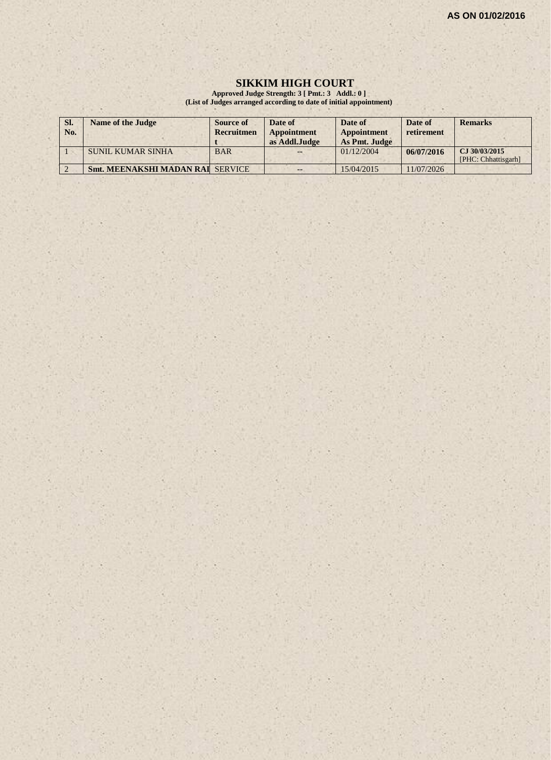**AS ON 01/02/2016**

# SIKKIM HIGH COURT

**Approved Judge Strength: 3 [ Pmt.: 3 Addl.: 0 ]**
**(List of Judges arranged according to date of initial appointment)**

| Sl. No. | Name of the Judge | Source of Recruitment | Date of Appointment as Addl.Judge | Date of Appointment As Pmt. Judge | Date of retirement | Remarks |
|---|---|---|---|---|---|---|
| 1 | SUNIL KUMAR SINHA | BAR | -- | 01/12/2004 | **06/07/2016** | **CJ 30/03/2015** [PHC: Chhattisgarh] |
| 2 | **Smt. MEENAKSHI MADAN RAI** | SERVICE | -- | 15/04/2015 | 11/07/2026 | |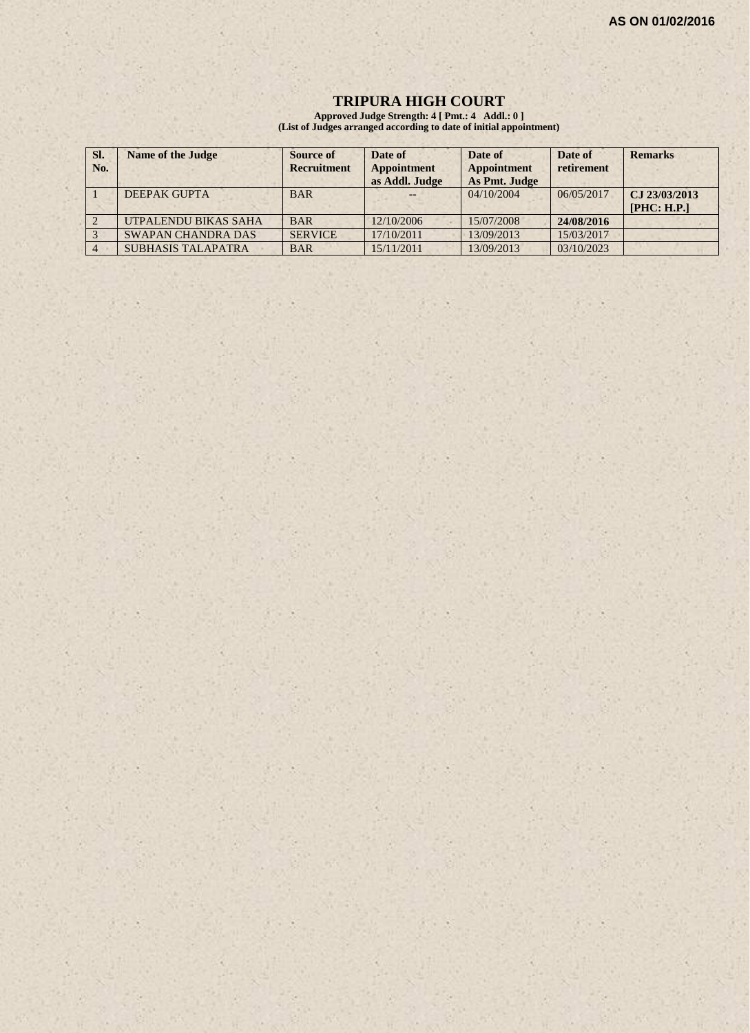AS ON 01/02/2016

# TRIPURA HIGH COURT

**Approved Judge Strength: 4 [ Pmt.: 4 Addl.: 0 ]**
**(List of Judges arranged according to date of initial appointment)**

| Sl. No. | Name of the Judge | Source of Recruitment | Date of Appointment as Addl. Judge | Date of Appointment As Pmt. Judge | Date of retirement | Remarks |
|---|---|---|---|---|---|---|
| 1 | DEEPAK GUPTA | BAR | -- | 04/10/2004 | 06/05/2017 | **CJ 23/03/2013 [PHC: H.P.]** |
| 2 | UTPALENDU BIKAS SAHA | BAR | 12/10/2006 | 15/07/2008 | **24/08/2016** | |
| 3 | SWAPAN CHANDRA DAS | SERVICE | 17/10/2011 | 13/09/2013 | 15/03/2017 | |
| 4 | SUBHASIS TALAPATRA | BAR | 15/11/2011 | 13/09/2013 | 03/10/2023 | |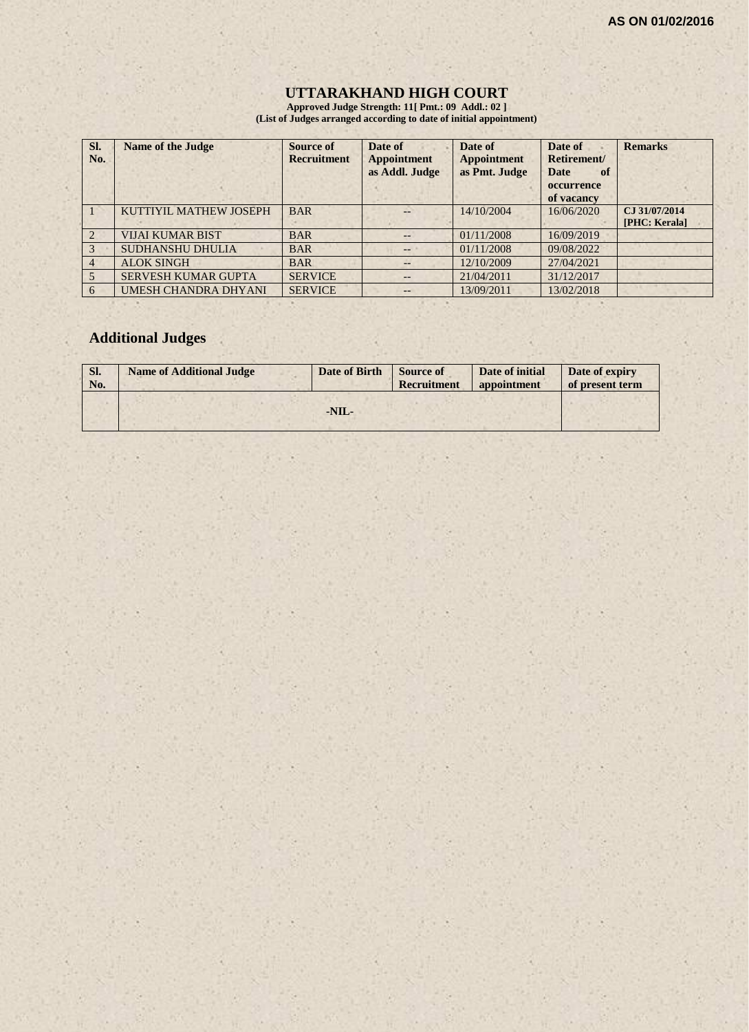AS ON 01/02/2016

# UTTARAKHAND HIGH COURT

**Approved Judge Strength: 11[ Pmt.: 09 Addl.: 02 ]**
**(List of Judges arranged according to date of initial appointment)**

| Sl. No. | Name of the Judge | Source of Recruitment | Date of Appointment as Addl. Judge | Date of Appointment as Pmt. Judge | Date of Retirement/ Date of occurrence of vacancy | Remarks |
|---|---|---|---|---|---|---|
| 1 | KUTTIYIL MATHEW JOSEPH | BAR | -- | 14/10/2004 | 16/06/2020 | CJ 31/07/2014 [PHC: Kerala] |
| 2 | VIJAI KUMAR BIST | BAR | -- | 01/11/2008 | 16/09/2019 | |
| 3 | SUDHANSHU DHULIA | BAR | -- | 01/11/2008 | 09/08/2022 | |
| 4 | ALOK SINGH | BAR | -- | 12/10/2009 | 27/04/2021 | |
| 5 | SERVESH KUMAR GUPTA | SERVICE | -- | 21/04/2011 | 31/12/2017 | |
| 6 | UMESH CHANDRA DHYANI | SERVICE | -- | 13/09/2011 | 13/02/2018 | |

## Additional Judges

| Sl. No. | Name of Additional Judge | Date of Birth | Source of Recruitment | Date of initial appointment | Date of expiry of present term |
|---|---|---|---|---|---|
| | -NIL- | | | | |